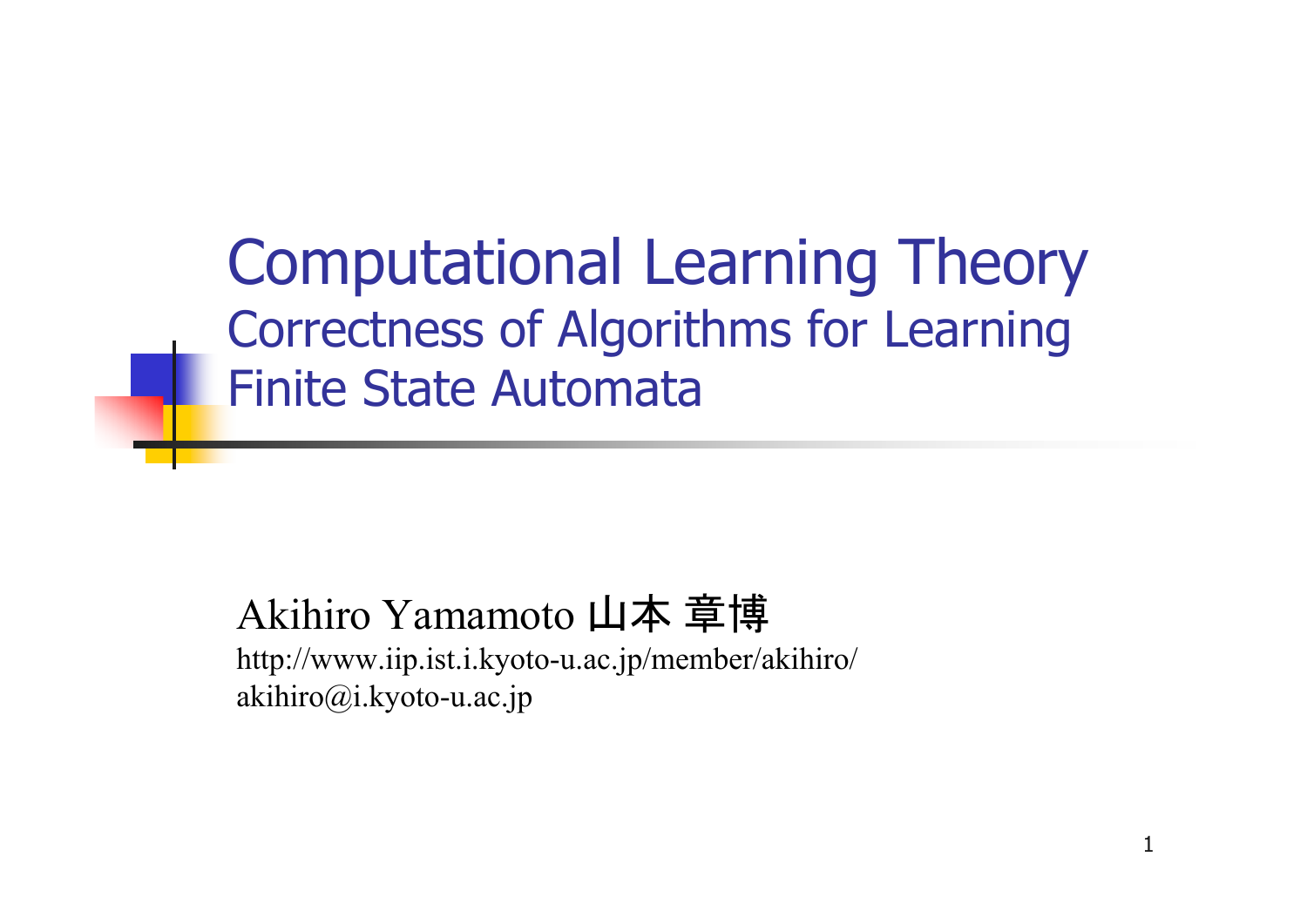# Computational Learning Theory

## Correctness of Algorithms for Learning Finite State Automata

Akihiro Yamamoto 山本 章博

http://www.iip.ist.i.kyoto-u.ac.jp/member/akihiro/

akihiro@i.kyoto-u.ac.jp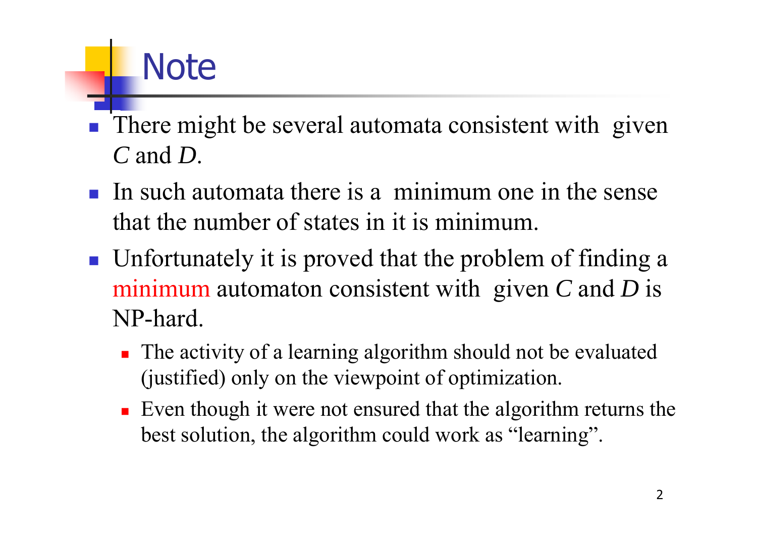# Note

- There might be several automata consistent with given *C* and *D*.
- In such automata there is a minimum one in the sense that the number of states in it is minimum.
- Unfortunately it is proved that the problem of finding a minimum automaton consistent with given *C* and *D* is NP-hard.
  - The activity of a learning algorithm should not be evaluated (justified) only on the viewpoint of optimization.
  - Even though it were not ensured that the algorithm returns the best solution, the algorithm could work as "learning".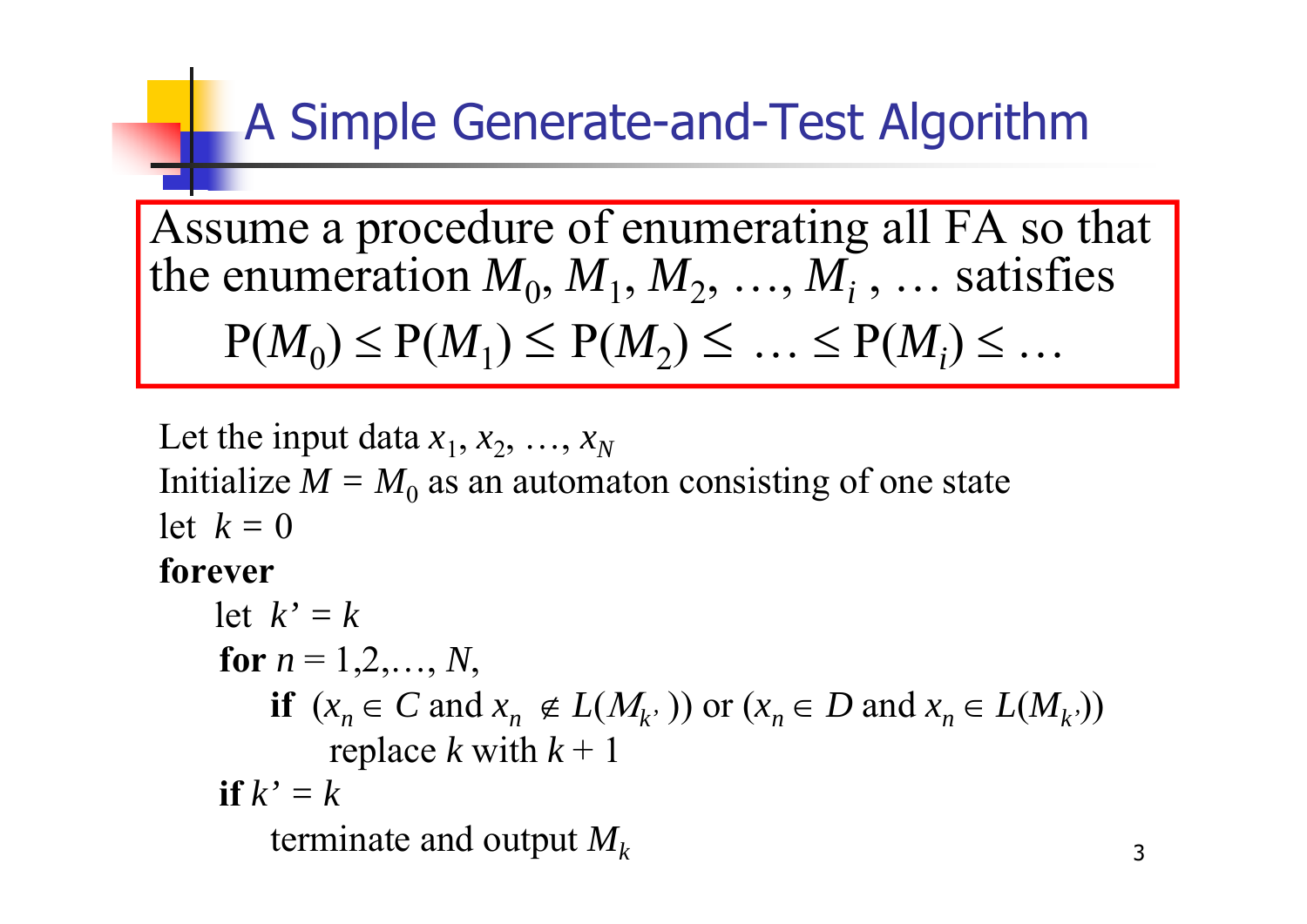# A Simple Generate-and-Test Algorithm

Assume a procedure of enumerating all FA so that the enumeration $M_0, M_1, M_2, \ldots, M_i, \ldots$ satisfies

$$P(M_0) \le P(M_1) \le P(M_2) \le \ldots \le P(M_i) \le \ldots$$

Let the input data $x_1, x_2, \ldots, x_N$

Initialize $M = M_0$ as an automaton consisting of one state

let $k = 0$

**forever**

&nbsp;&nbsp;&nbsp;&nbsp;let $k' = k$

&nbsp;&nbsp;&nbsp;&nbsp;**for** $n = 1,2,\ldots, N$,

&nbsp;&nbsp;&nbsp;&nbsp;&nbsp;&nbsp;&nbsp;&nbsp;**if** $(x_n \in C$ and $x_n \notin L(M_{k'}))$ or $(x_n \in D$ and $x_n \in L(M_{k'}))$

&nbsp;&nbsp;&nbsp;&nbsp;&nbsp;&nbsp;&nbsp;&nbsp;&nbsp;&nbsp;&nbsp;&nbsp;replace $k$ with $k + 1$

&nbsp;&nbsp;&nbsp;&nbsp;**if** $k' = k$

&nbsp;&nbsp;&nbsp;&nbsp;&nbsp;&nbsp;&nbsp;&nbsp;terminate and output $M_k$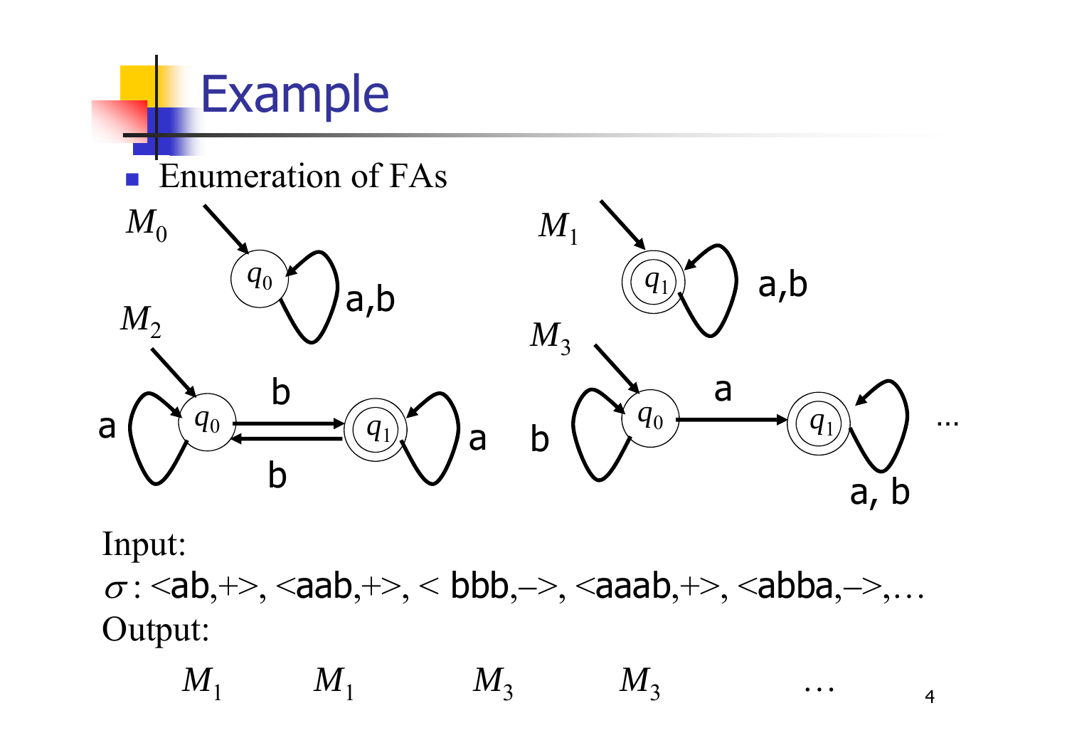# Example

- Enumeration of FAs

$M_0$ $q_0$ a,b

$M_1$ $q_1$ a,b

$M_2$ a $q_0$ b b $q_1$ a

$M_3$ b $q_0$ a $q_1$ a, b …

Input:

$\sigma$: <ab,+>, <aab,+>, < bbb,–>, <aaab,+>, <abba,–>,…

Output:

$M_1$ $M_1$ $M_3$ $M_3$ …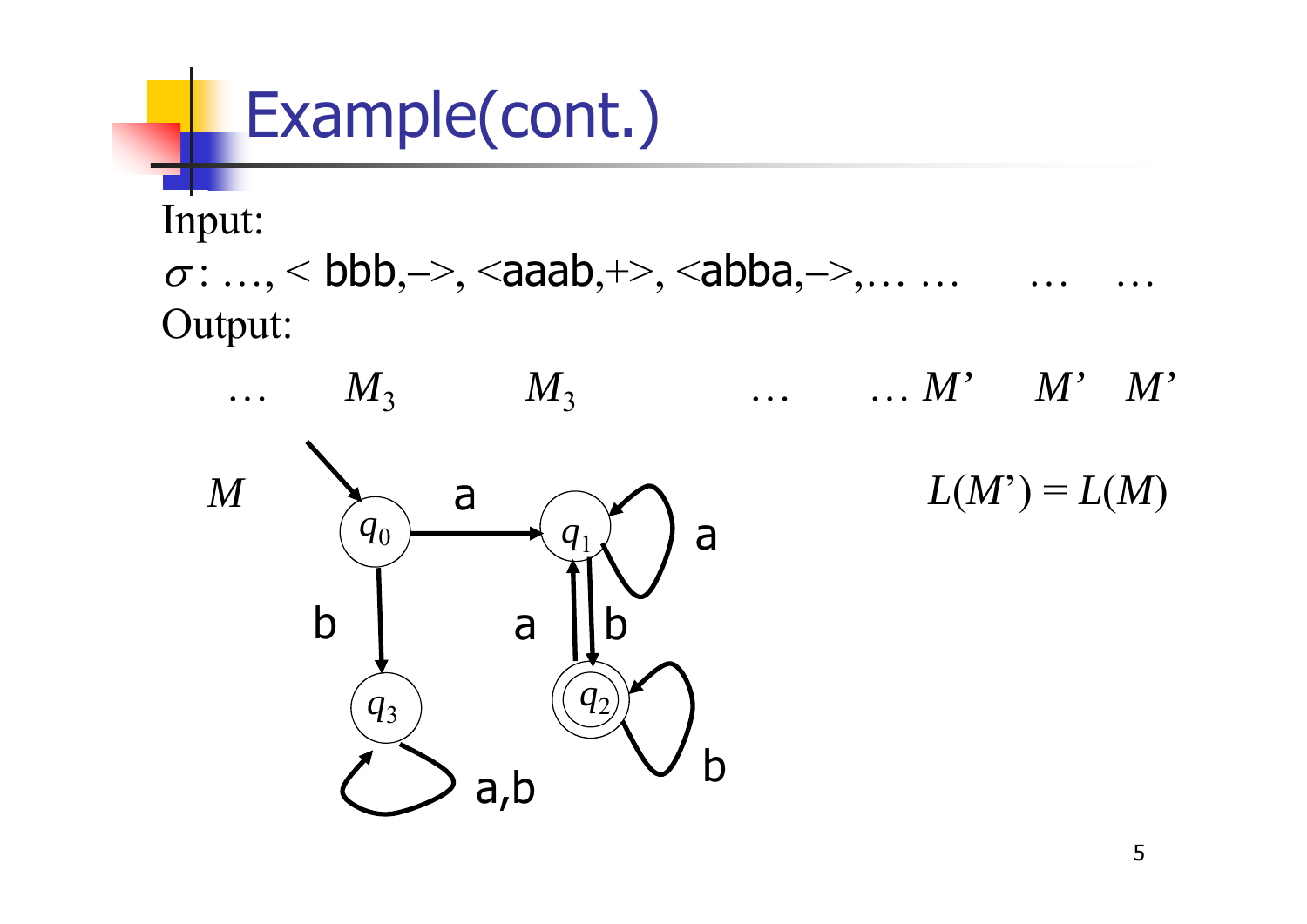# Example(cont.)

Input:

$\sigma$: …, < bbb,–>, <aaab,+>, <abba,–>,… …  … …

Output:

…  $M_3$  $M_3$  …  … $M'$  $M'$  $M'$

$M$

a (from $q_0$ to $q_1$), b (from $q_0$ to $q_3$), a (loop on $q_1$), a (from $q_2$ to $q_1$), b (from $q_1$ to $q_2$), b (loop on $q_2$), a,b (loop on $q_3$)

$L(M') = L(M)$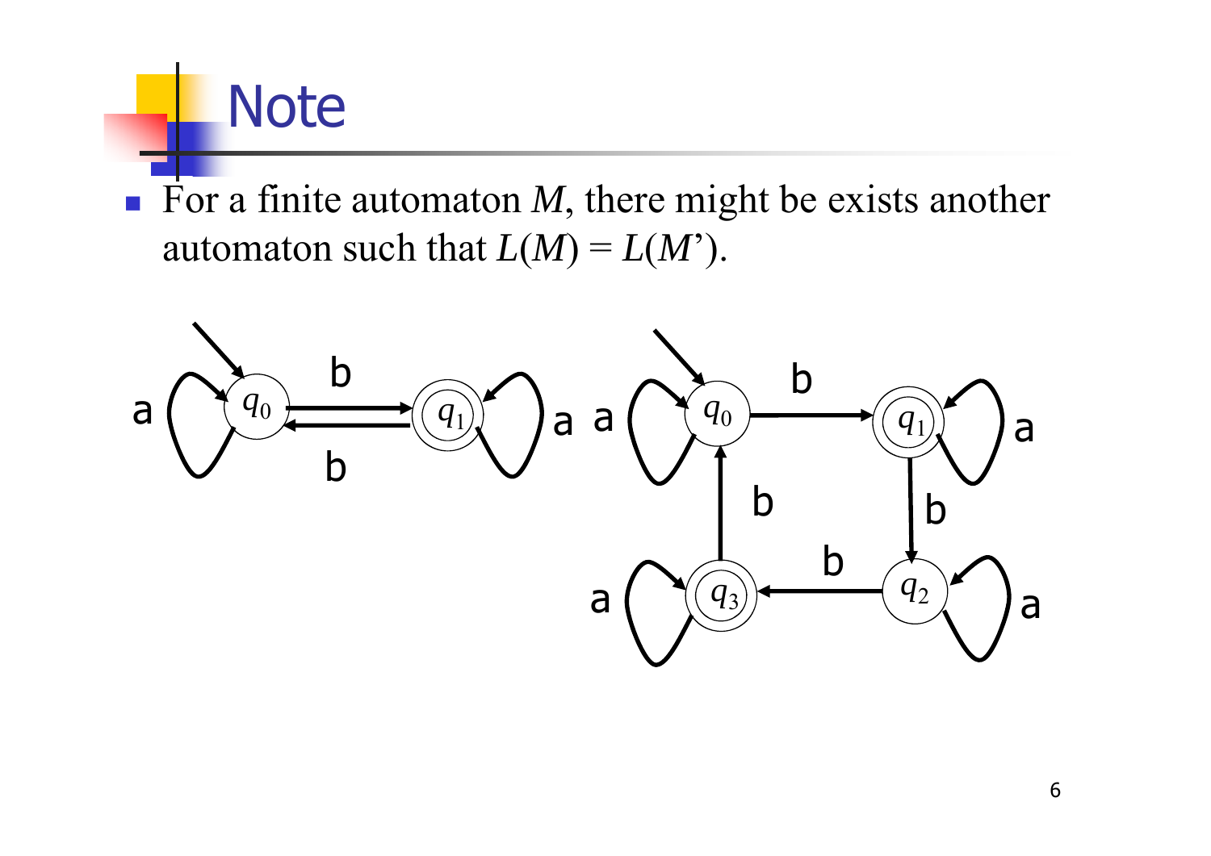# Note

- For a finite automaton $M$, there might be exists another automaton such that $L(M) = L(M')$.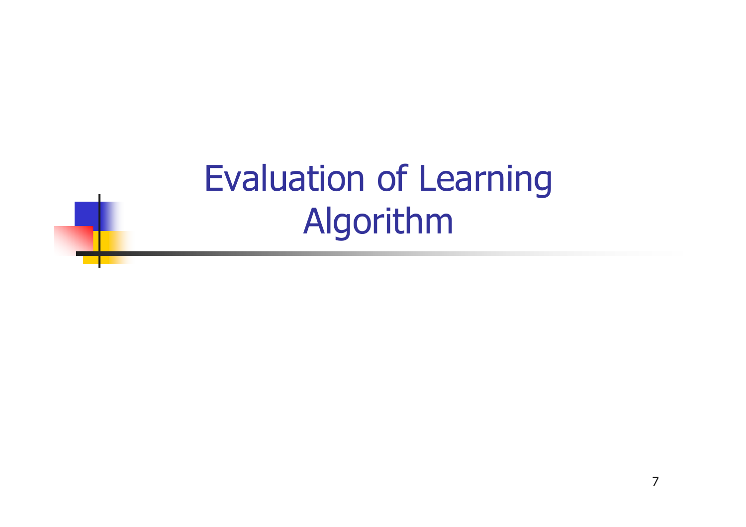# Evaluation of Learning Algorithm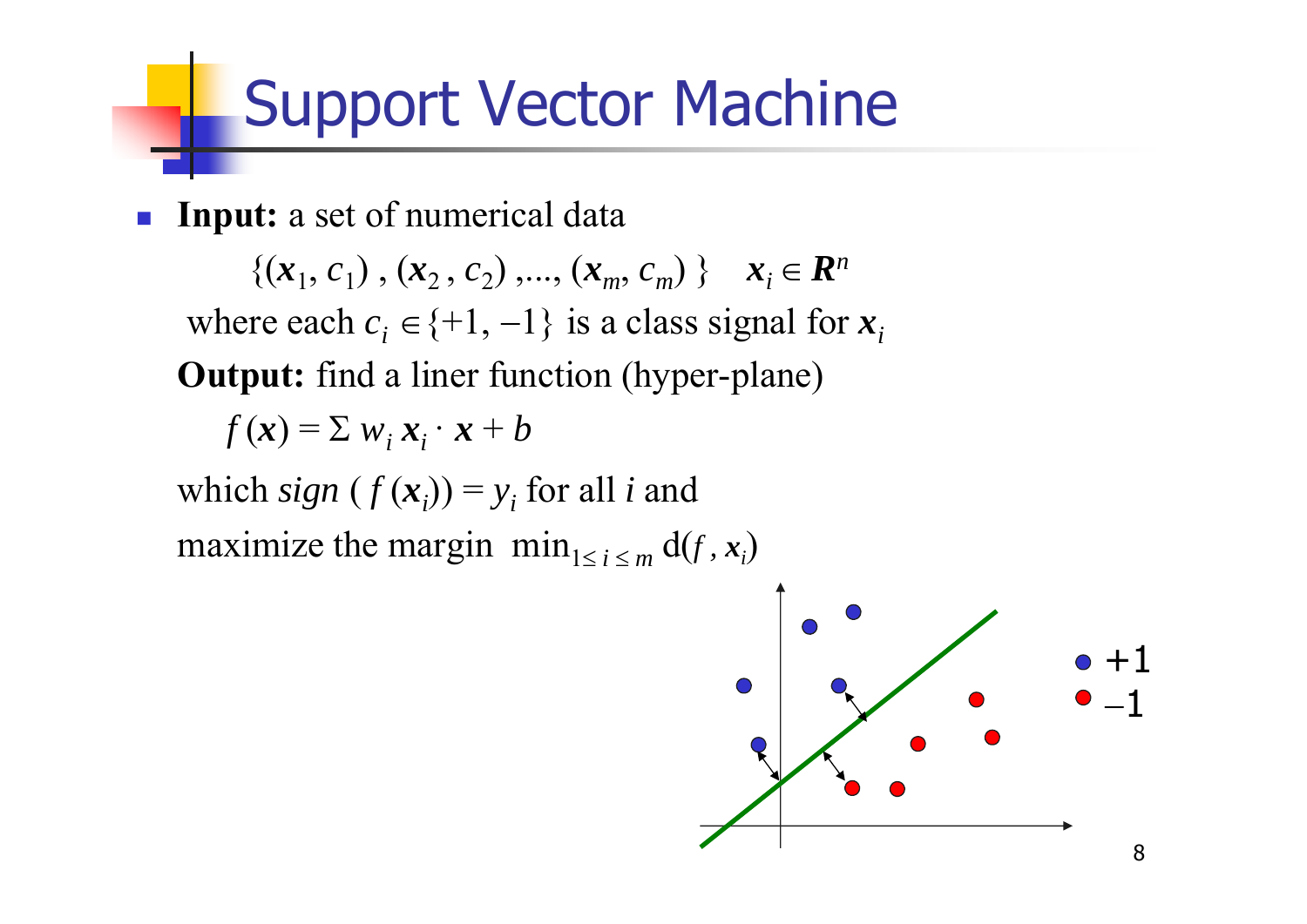# Support Vector Machine

- **Input:** a set of numerical data

  $$\{(\boldsymbol{x}_1, c_1), (\boldsymbol{x}_2, c_2), ..., (\boldsymbol{x}_m, c_m)\} \quad \boldsymbol{x}_i \in \boldsymbol{R}^n$$

  where each $c_i \in \{+1, -1\}$ is a class signal for $\boldsymbol{x}_i$

  **Output:** find a liner function (hyper-plane)

  $$f(\boldsymbol{x}) = \Sigma\, w_i\, \boldsymbol{x}_i \cdot \boldsymbol{x} + b$$

  which *sign* $(f(\boldsymbol{x}_i)) = y_i$ for all $i$ and

  maximize the margin $\min_{1 \leq i \leq m} \mathrm{d}(f, \boldsymbol{x}_i)$

+1

−1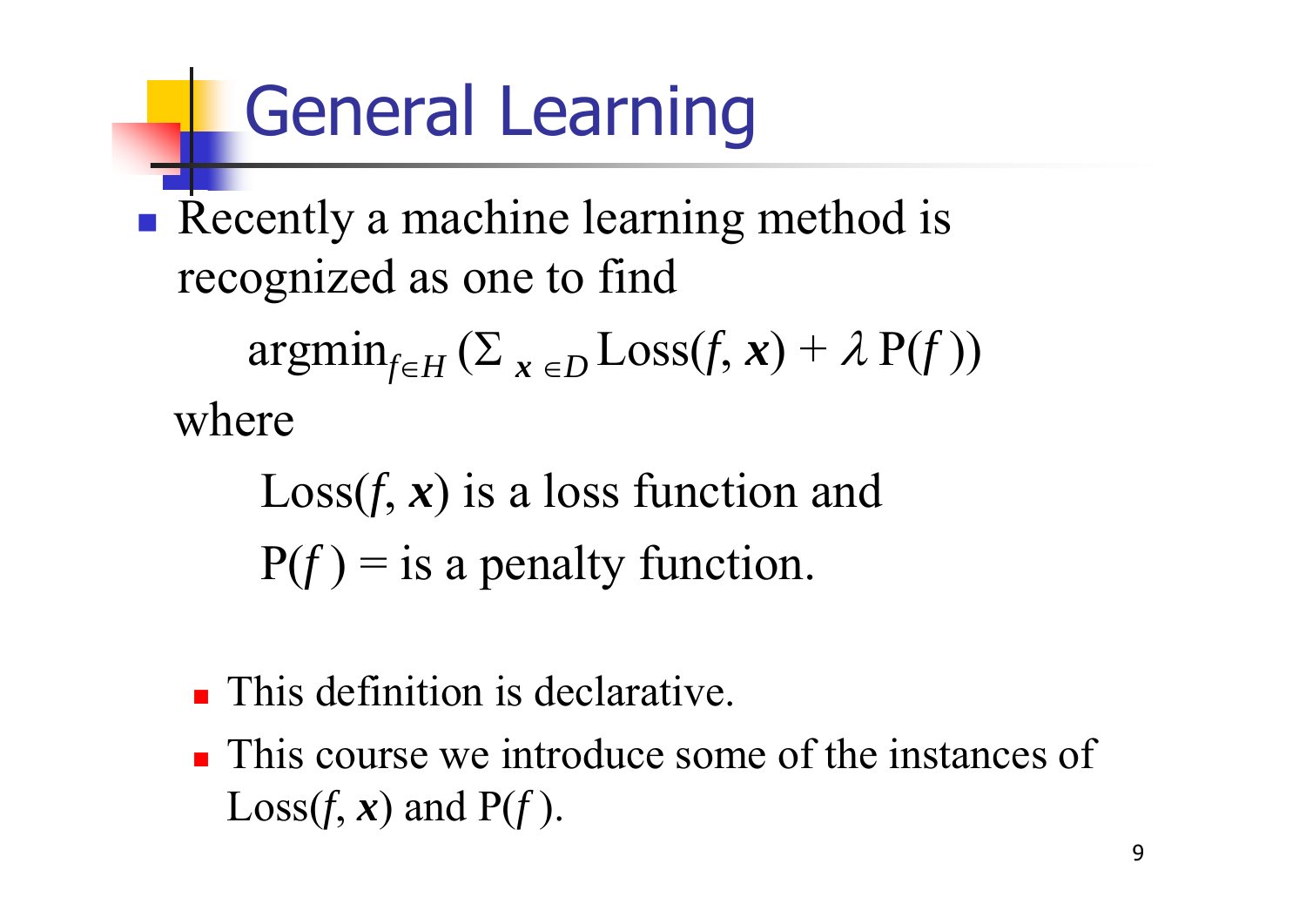# General Learning

- Recently a machine learning method is recognized as one to find

  $$\text{argmin}_{f \in H} \left( \Sigma_{\boldsymbol{x} \in D} \text{Loss}(f, \boldsymbol{x}) + \lambda \, \text{P}(f) \right)$$

  where

  Loss($f$, $\boldsymbol{x}$) is a loss function and

  P($f$) = is a penalty function.

  - This definition is declarative.
  - This course we introduce some of the instances of Loss($f$, $\boldsymbol{x}$) and P($f$).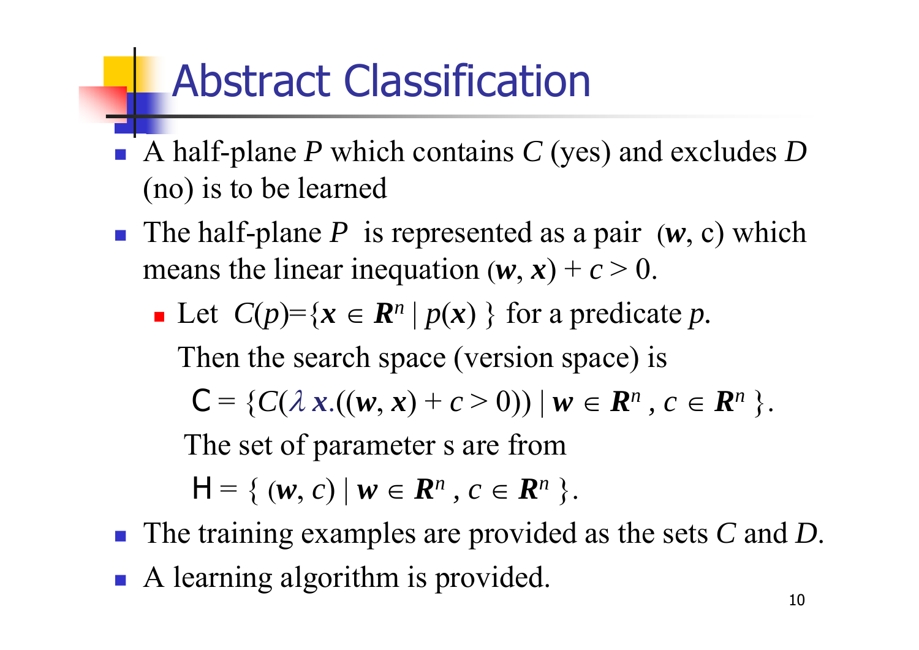# Abstract Classification

- A half-plane $P$ which contains $C$ (yes) and excludes $D$ (no) is to be learned
- The half-plane $P$ is represented as a pair $(\boldsymbol{w}, c)$ which means the linear inequation $(\boldsymbol{w}, \boldsymbol{x}) + c > 0$.
  - Let $C(p)=\{\boldsymbol{x} \in \boldsymbol{R}^n \mid p(\boldsymbol{x}) \}$ for a predicate $p$.

    Then the search space (version space) is

    $\mathsf{C} = \{C(\lambda\, \boldsymbol{x}.((\boldsymbol{w}, \boldsymbol{x}) + c > 0)) \mid \boldsymbol{w} \in \boldsymbol{R}^n , c \in \boldsymbol{R}^n \}$.

    The set of parameter s are from

    $\mathsf{H} = \{ (\boldsymbol{w}, c) \mid \boldsymbol{w} \in \boldsymbol{R}^n , c \in \boldsymbol{R}^n \}$.
- The training examples are provided as the sets $C$ and $D$.
- A learning algorithm is provided.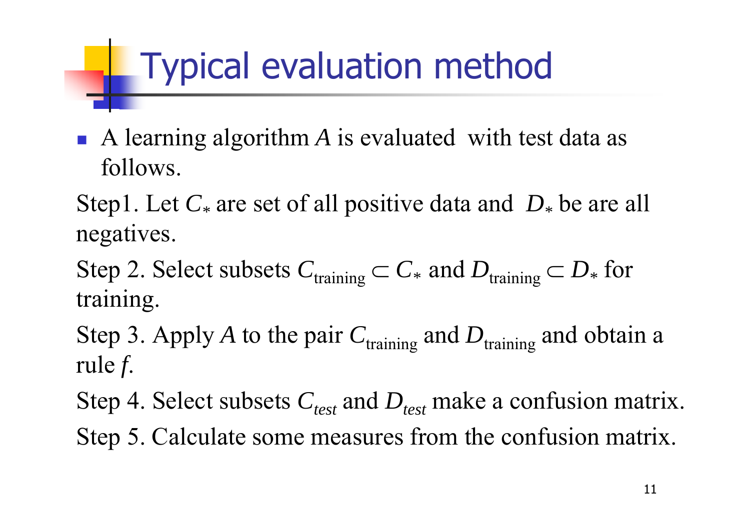# Typical evaluation method

- A learning algorithm $A$ is evaluated with test data as follows.

Step1. Let $C_*$ are set of all positive data and $D_*$ be are all negatives.

Step 2. Select subsets $C_{\text{training}} \subset C_*$ and $D_{\text{training}} \subset D_*$ for training.

Step 3. Apply $A$ to the pair $C_{\text{training}}$ and $D_{\text{training}}$ and obtain a rule $f$.

Step 4. Select subsets $C_{test}$ and $D_{test}$ make a confusion matrix.

Step 5. Calculate some measures from the confusion matrix.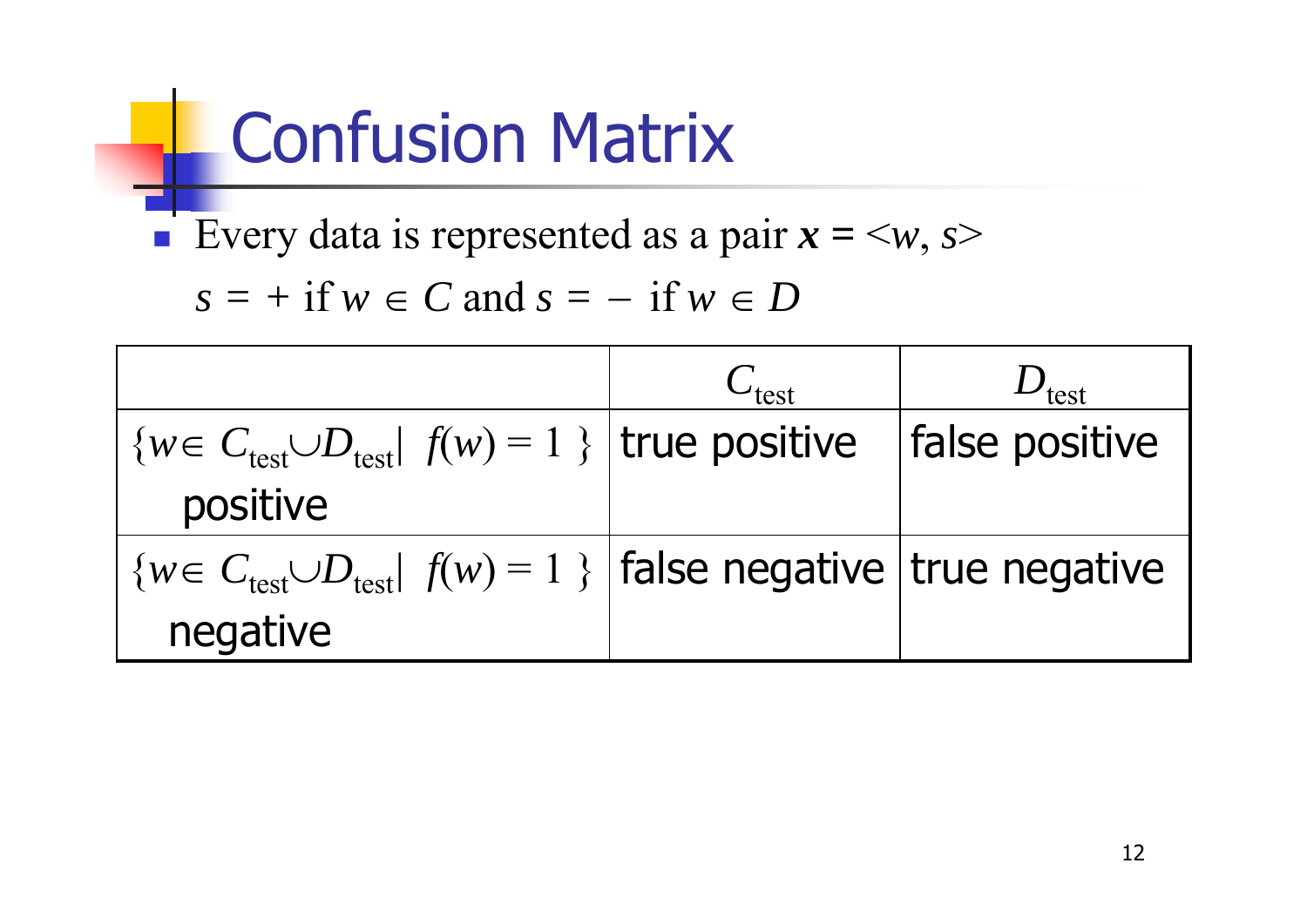# Confusion Matrix

- Every data is represented as a pair $\boldsymbol{x} = <w, s>$

  $s = +$ if $w \in C$ and $s = -$ if $w \in D$

| | $C_{\text{test}}$ | $D_{\text{test}}$ |
|---|---|---|
| $\{w \in C_{\text{test}} \cup D_{\text{test}} \mid f(w) = 1\}$ positive | true positive | false positive |
| $\{w \in C_{\text{test}} \cup D_{\text{test}} \mid f(w) = 1\}$ negative | false negative | true negative |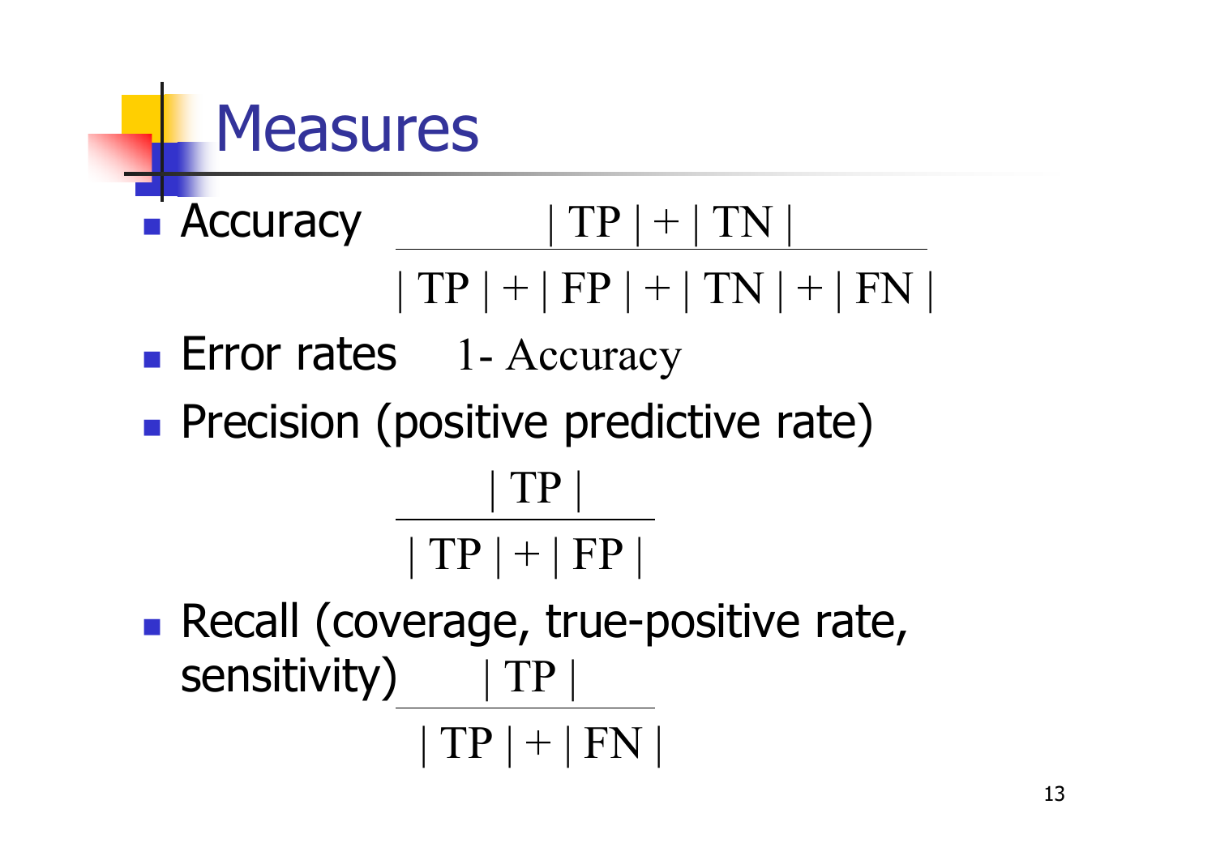# Measures

- Accuracy

$$\frac{|TP| + |TN|}{|TP| + |FP| + |TN| + |FN|}$$

- Error rates $1 - \text{Accuracy}$
- Precision (positive predictive rate)

$$\frac{|TP|}{|TP| + |FP|}$$

- Recall (coverage, true-positive rate, sensitivity)

$$\frac{|TP|}{|TP| + |FN|}$$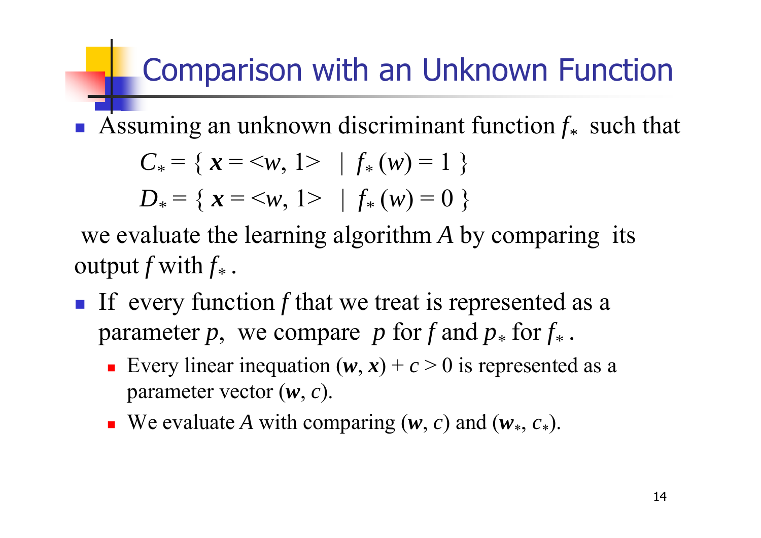# Comparison with an Unknown Function

- Assuming an unknown discriminant function $f_*$ such that

$$C_* = \{ \boldsymbol{x} = \langle w, 1 \rangle \mid f_*(w) = 1 \}$$

$$D_* = \{ \boldsymbol{x} = \langle w, 1 \rangle \mid f_*(w) = 0 \}$$

we evaluate the learning algorithm $A$ by comparing its output $f$ with $f_*$.

- If every function $f$ that we treat is represented as a parameter $p$, we compare $p$ for $f$ and $p_*$ for $f_*$.
  - Every linear inequation $(\boldsymbol{w}, \boldsymbol{x}) + c > 0$ is represented as a parameter vector $(\boldsymbol{w}, c)$.
  - We evaluate $A$ with comparing $(\boldsymbol{w}, c)$ and $(\boldsymbol{w}_*, c_*)$.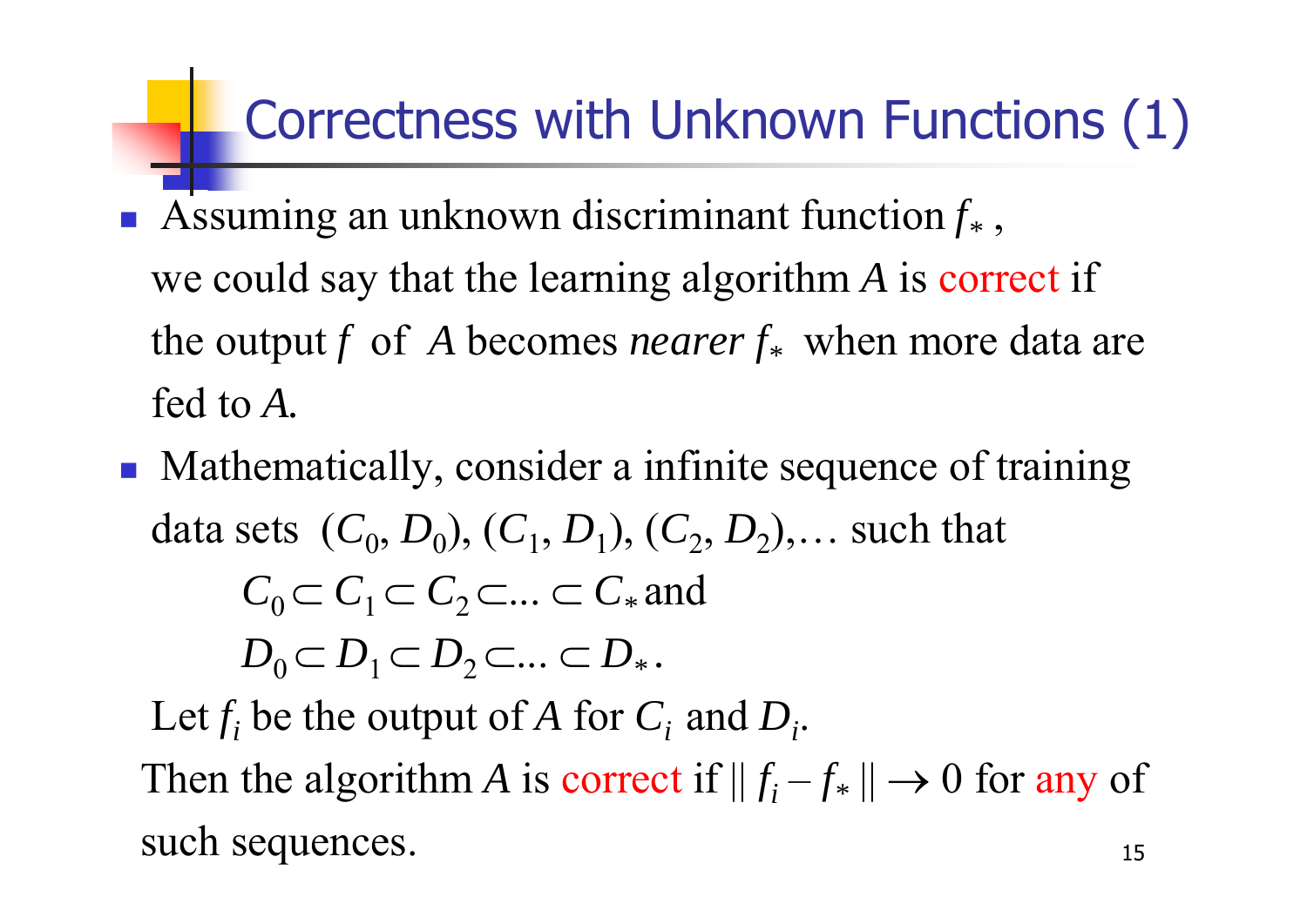# Correctness with Unknown Functions (1)

- Assuming an unknown discriminant function $f_*$, we could say that the learning algorithm $A$ is correct if the output $f$ of $A$ becomes *nearer* $f_*$ when more data are fed to $A$.
- Mathematically, consider a infinite sequence of training data sets $(C_0, D_0), (C_1, D_1), (C_2, D_2), \ldots$ such that

$$C_0 \subset C_1 \subset C_2 \subset \ldots \subset C_* \text{ and}$$

$$D_0 \subset D_1 \subset D_2 \subset \ldots \subset D_*.$$

  Let $f_i$ be the output of $A$ for $C_i$ and $D_i$.

  Then the algorithm $A$ is correct if $\| f_i - f_* \| \to 0$ for any of such sequences.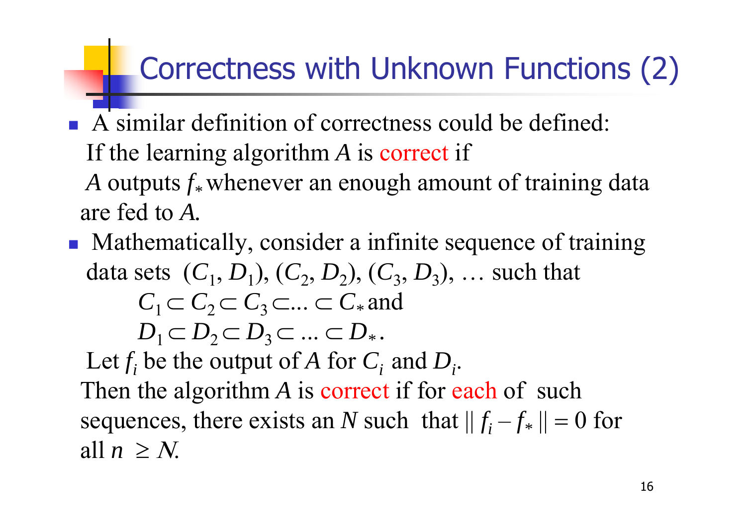# Correctness with Unknown Functions (2)

- A similar definition of correctness could be defined: If the learning algorithm $A$ is correct if $A$ outputs $f_*$ whenever an enough amount of training data are fed to $A$.
- Mathematically, consider a infinite sequence of training data sets $(C_1, D_1), (C_2, D_2), (C_3, D_3), \ldots$ such that

$$C_1 \subset C_2 \subset C_3 \subset \ldots \subset C_* \text{ and}$$

$$D_1 \subset D_2 \subset D_3 \subset \ldots \subset D_*.$$

Let $f_i$ be the output of $A$ for $C_i$ and $D_i$.

Then the algorithm $A$ is correct if for each of such sequences, there exists an $N$ such that $\| f_i - f_* \| = 0$ for all $n \geq N$.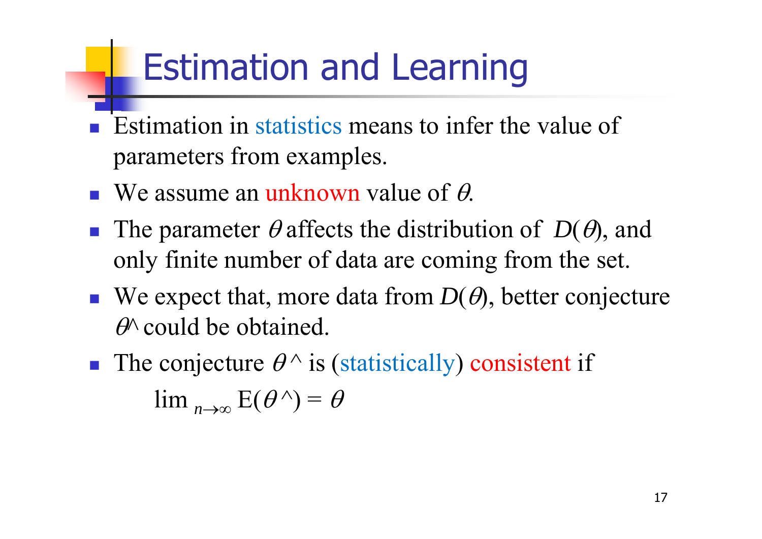# Estimation and Learning

- Estimation in statistics means to infer the value of parameters from examples.
- We assume an unknown value of $\theta$.
- The parameter $\theta$ affects the distribution of $D(\theta)$, and only finite number of data are coming from the set.
- We expect that, more data from $D(\theta)$, better conjecture $\theta$^ could be obtained.
- The conjecture $\theta$^ is (statistically) consistent if

$$\lim_{n \to \infty} \mathrm{E}(\theta\,\hat{}\,) = \theta$$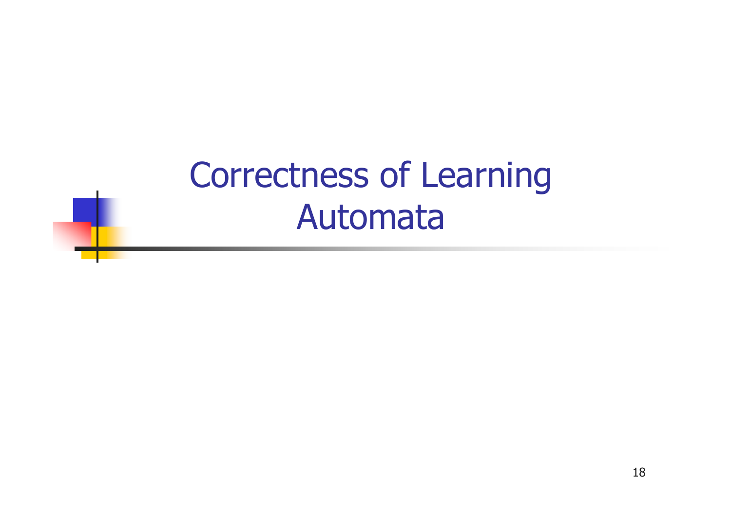# Correctness of Learning Automata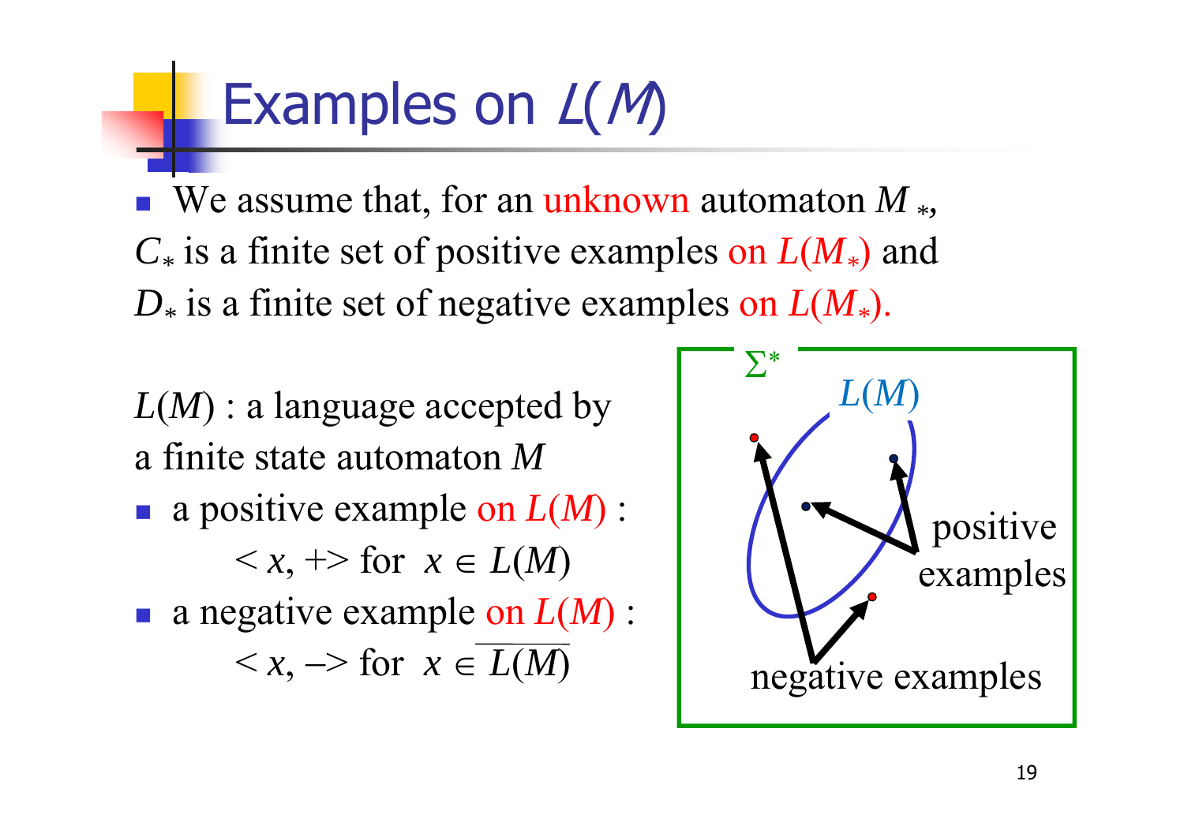# Examples on $L(M)$

- We assume that, for an unknown automaton $M_*$,

$C_*$ is a finite set of positive examples on $L(M_*)$ and
$D_*$ is a finite set of negative examples on $L(M_*)$.

$L(M)$ : a language accepted by a finite state automaton $M$

- a positive example on $L(M)$ :

  $< x, + >$ for $x \in L(M)$

- a negative example on $L(M)$ :

  $< x, - >$ for $x \in \overline{L(M)}$

$\Sigma^*$

$L(M)$

positive examples

negative examples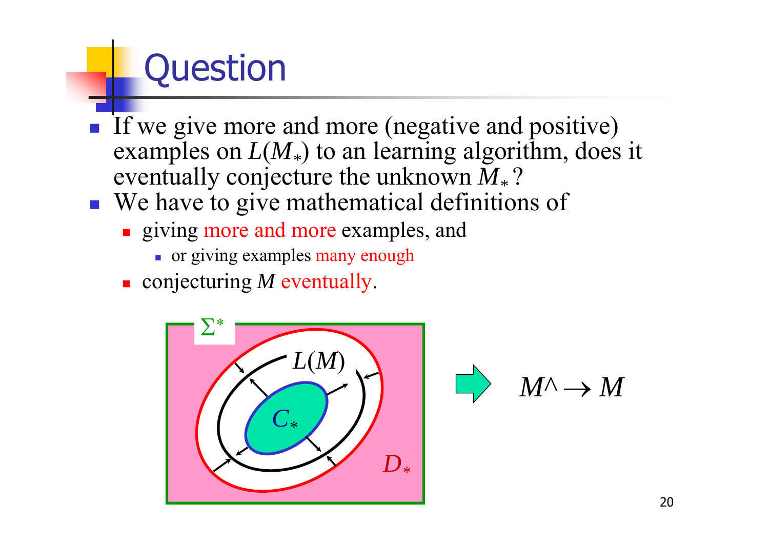# Question

- If we give more and more (negative and positive) examples on $L(M_*)$ to an learning algorithm, does it eventually conjecture the unknown $M_*$?
- We have to give mathematical definitions of
  - giving more and more examples, and
    - or giving examples many enough
  - conjecturing $M$ eventually.

$\Sigma^*$

$L(M)$

$C_*$

$D_*$

$M\wedge \rightarrow M$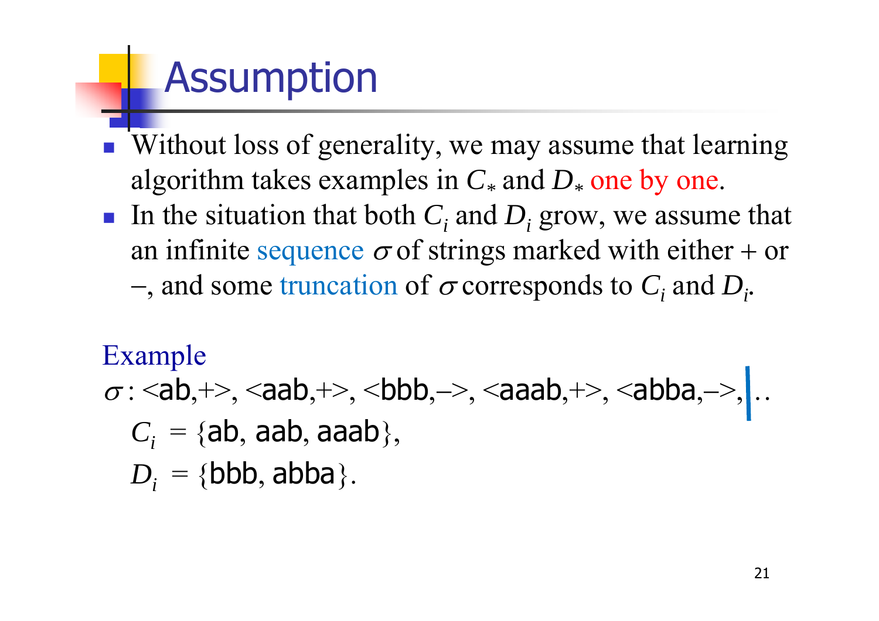# Assumption

- Without loss of generality, we may assume that learning algorithm takes examples in $C_*$ and $D_*$ one by one.
- In the situation that both $C_i$ and $D_i$ grow, we assume that an infinite sequence $\sigma$ of strings marked with either + or –, and some truncation of $\sigma$ corresponds to $C_i$ and $D_i$.

Example

$\sigma$ : <ab,+>, <aab,+>, <bbb,–>, <aaab,+>, <abba,–>, | …

$C_i$ = {ab, aab, aaab},

$D_i$ = {bbb, abba}.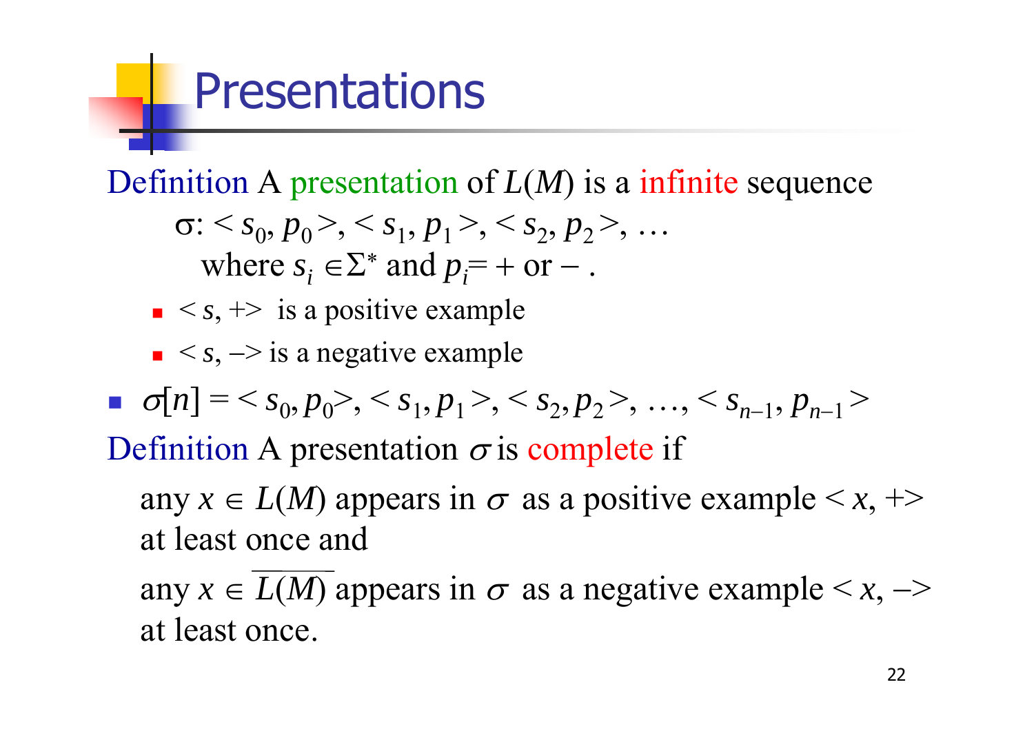# Presentations

Definition A presentation of $L(M)$ is a infinite sequence

$$\sigma: <s_0, p_0>, <s_1, p_1>, <s_2, p_2>, \ldots$$

where $s_i \in \Sigma^*$ and $p_i = +$ or $-$.

- $<s, +>$ is a positive example
- $<s, ->$ is a negative example

- $\sigma[n] = <s_0, p_0>, <s_1, p_1>, <s_2, p_2>, \ldots, <s_{n-1}, p_{n-1}>$

Definition A presentation $\sigma$ is complete if

any $x \in L(M)$ appears in $\sigma$ as a positive example $<x, +>$ at least once and

any $x \in \overline{L(M)}$ appears in $\sigma$ as a negative example $<x, ->$ at least once.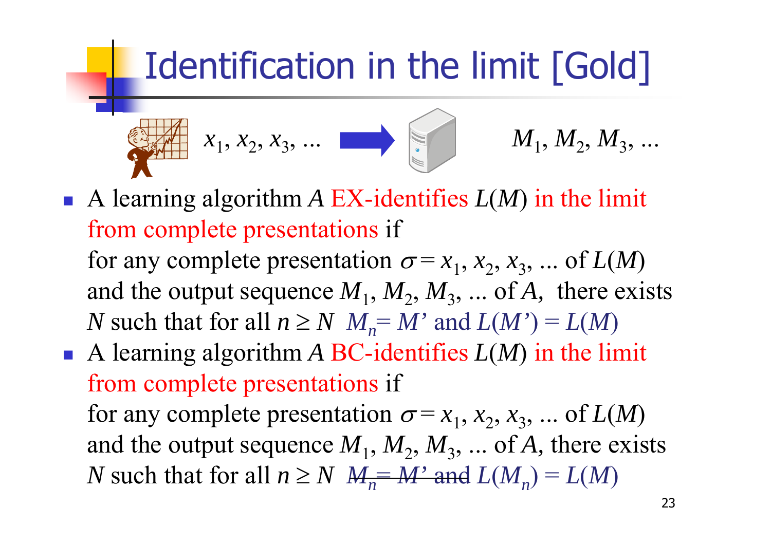# Identification in the limit [Gold]

$x_1, x_2, x_3, \ldots$ → $M_1, M_2, M_3, \ldots$

- A learning algorithm $A$ EX-identifies $L(M)$ in the limit from complete presentations if
  for any complete presentation $\sigma = x_1, x_2, x_3, \ldots$ of $L(M)$ and the output sequence $M_1, M_2, M_3, \ldots$ of $A$, there exists $N$ such that for all $n \geq N$ $M_n = M'$ and $L(M') = L(M)$
- A learning algorithm $A$ BC-identifies $L(M)$ in the limit from complete presentations if
  for any complete presentation $\sigma = x_1, x_2, x_3, \ldots$ of $L(M)$ and the output sequence $M_1, M_2, M_3, \ldots$ of $A$, there exists $N$ such that for all $n \geq N$ ~~$M_n = M'$ and~~ $L(M_n) = L(M)$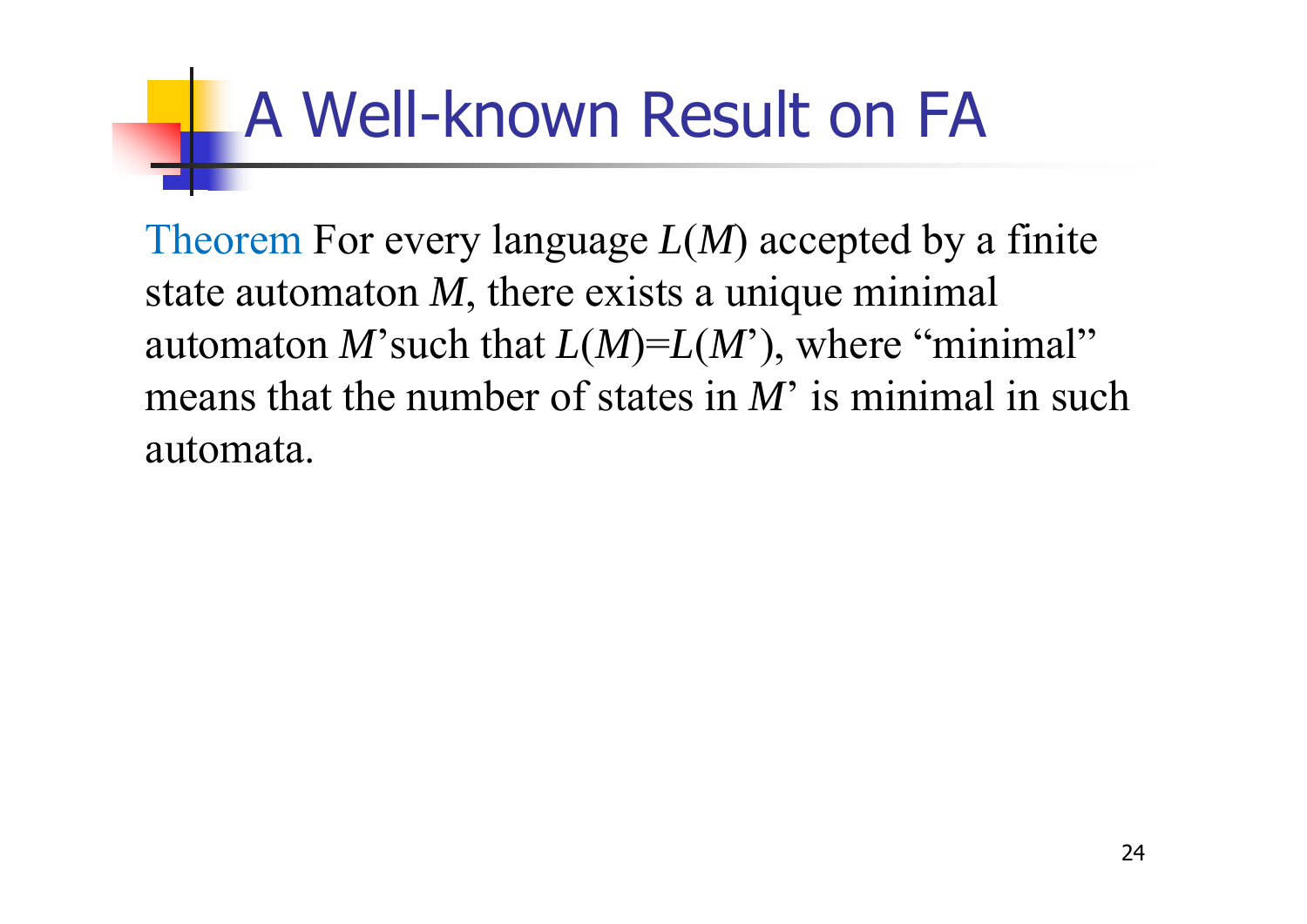# A Well-known Result on FA

Theorem For every language $L(M)$ accepted by a finite state automaton $M$, there exists a unique minimal automaton $M'$ such that $L(M)=L(M')$, where "minimal" means that the number of states in $M'$ is minimal in such automata.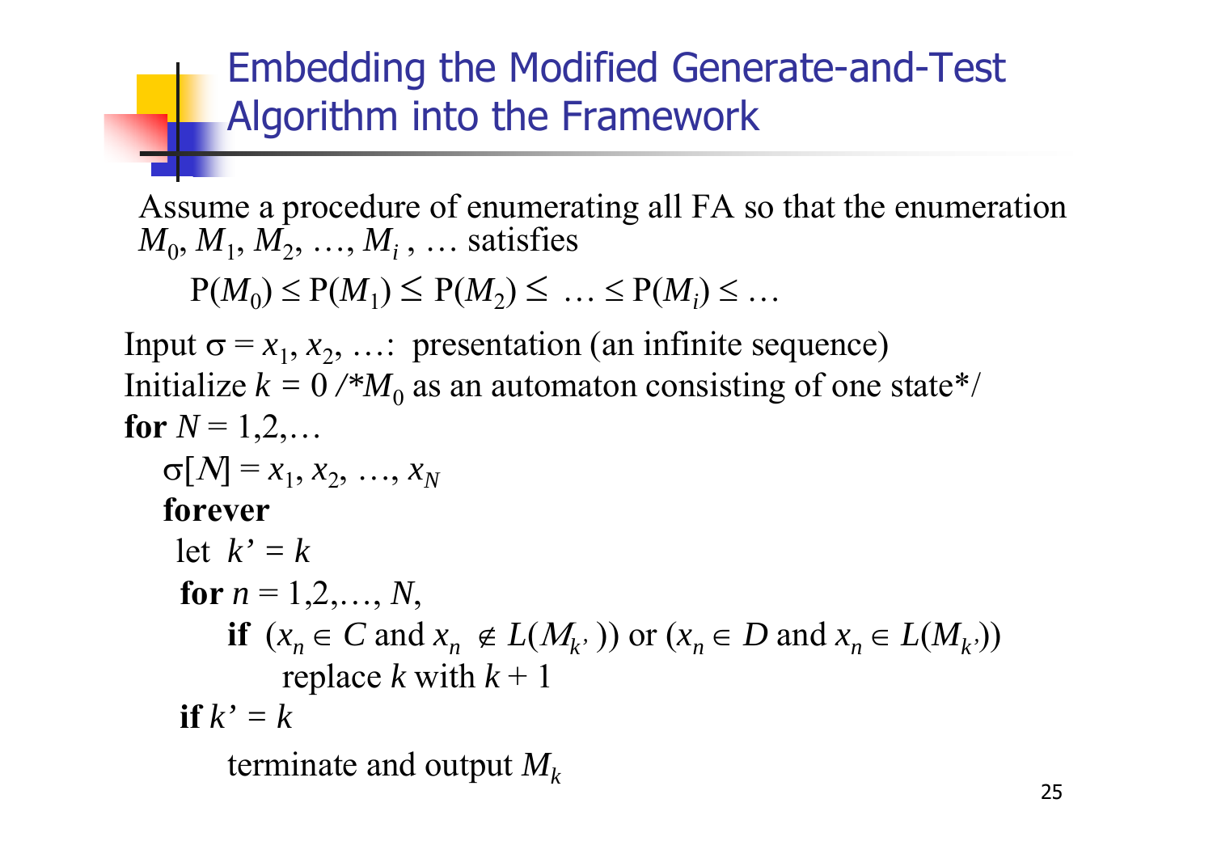# Embedding the Modified Generate-and-Test Algorithm into the Framework

Assume a procedure of enumerating all FA so that the enumeration $M_0, M_1, M_2, \ldots, M_i, \ldots$ satisfies

$$P(M_0) \leq P(M_1) \leq P(M_2) \leq \ldots \leq P(M_i) \leq \ldots$$

Input $\sigma = x_1, x_2, \ldots$: presentation (an infinite sequence)
Initialize $k = 0$ /\*$M_0$ as an automaton consisting of one state\*/
**for** $N = 1,2,\ldots$
  $\sigma[N] = x_1, x_2, \ldots, x_N$
  **forever**
   let $k' = k$
   **for** $n = 1,2,\ldots, N$,
     **if** ($x_n \in C$ and $x_n \notin L(M_{k'})$) or ($x_n \in D$ and $x_n \in L(M_{k'})$)
       replace $k$ with $k + 1$
   **if** $k' = k$
     terminate and output $M_k$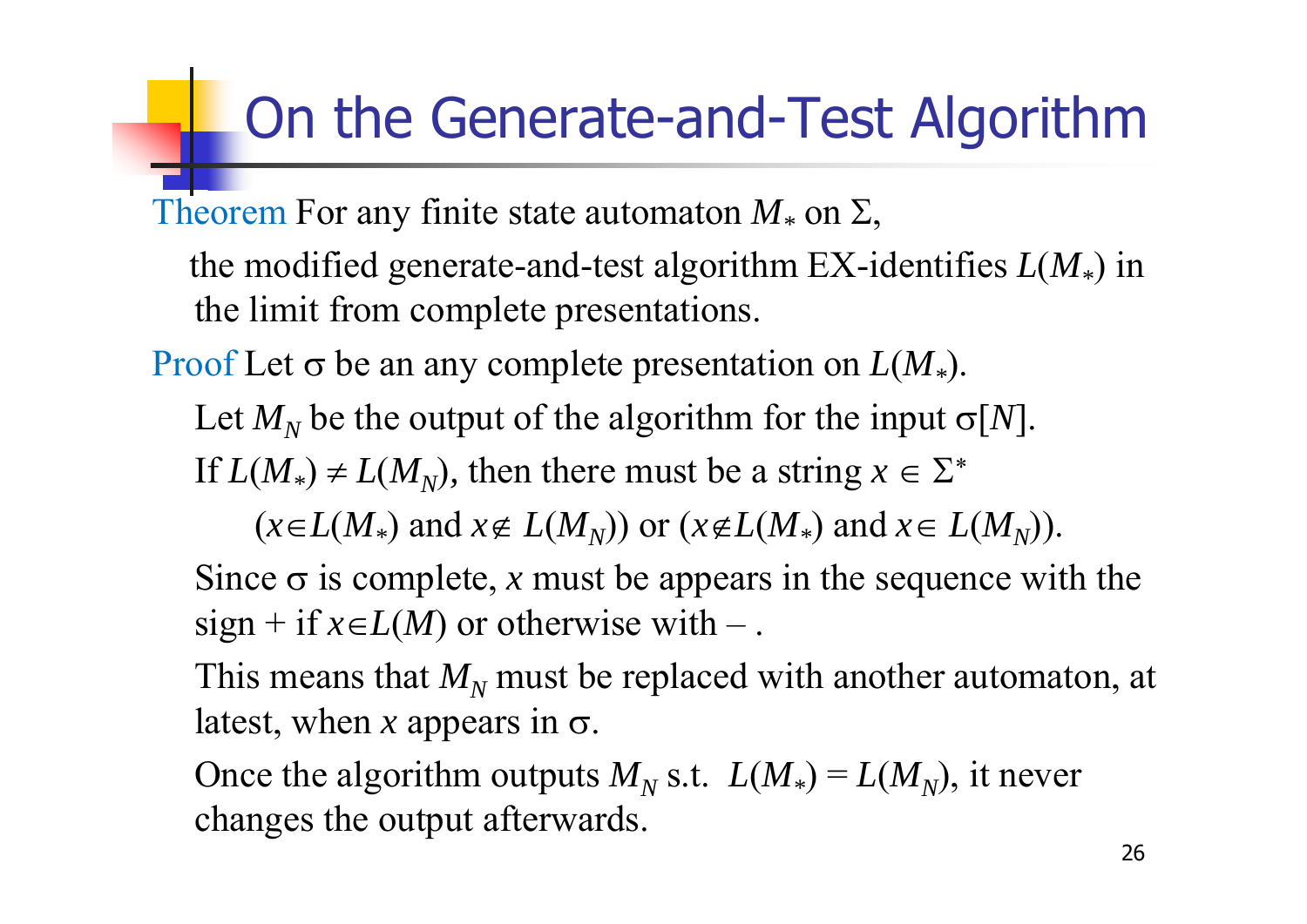# On the Generate-and-Test Algorithm

Theorem For any finite state automaton $M_*$ on $\Sigma$,

the modified generate-and-test algorithm EX-identifies $L(M_*)$ in the limit from complete presentations.

Proof Let $\sigma$ be an any complete presentation on $L(M_*)$.

Let $M_N$ be the output of the algorithm for the input $\sigma[N]$.

If $L(M_*) \neq L(M_N)$, then there must be a string $x \in \Sigma^*$

$(x \in L(M_*)$ and $x \notin L(M_N))$ or $(x \notin L(M_*)$ and $x \in L(M_N))$.

Since $\sigma$ is complete, $x$ must be appears in the sequence with the sign + if $x \in L(M)$ or otherwise with – .

This means that $M_N$ must be replaced with another automaton, at latest, when $x$ appears in $\sigma$.

Once the algorithm outputs $M_N$ s.t. $L(M_*) = L(M_N)$, it never changes the output afterwards.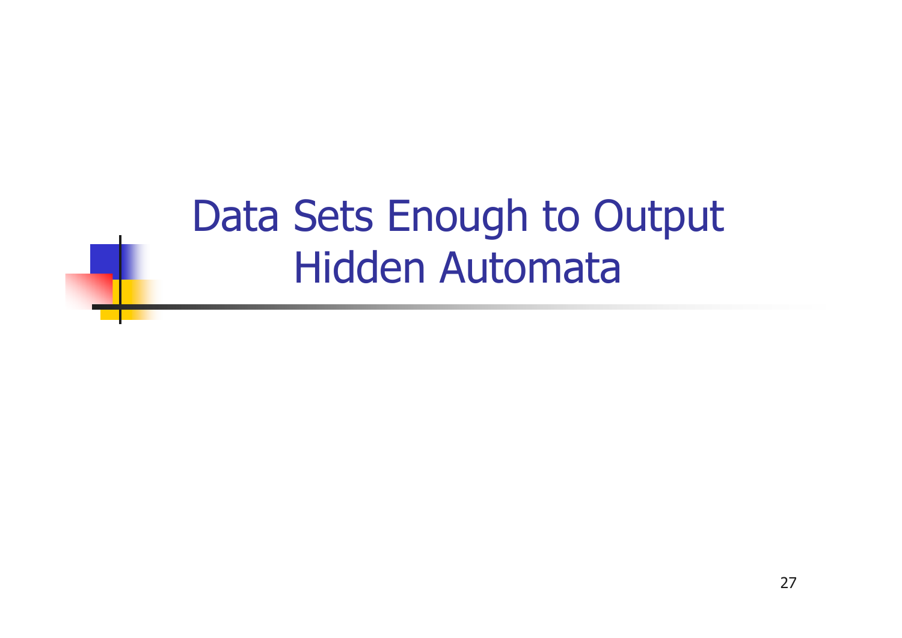# Data Sets Enough to Output Hidden Automata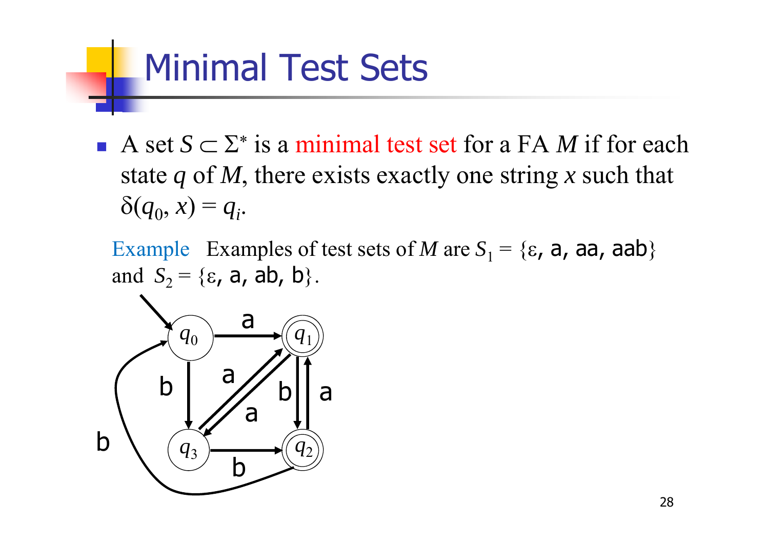# Minimal Test Sets

- A set $S \subset \Sigma^*$ is a minimal test set for a FA $M$ if for each state $q$ of $M$, there exists exactly one string $x$ such that $\delta(q_0, x) = q_i$.

Example   Examples of test sets of $M$ are $S_1 = \{\varepsilon$, a, aa, aab$\}$ and $S_2 = \{\varepsilon$, a, ab, b$\}$.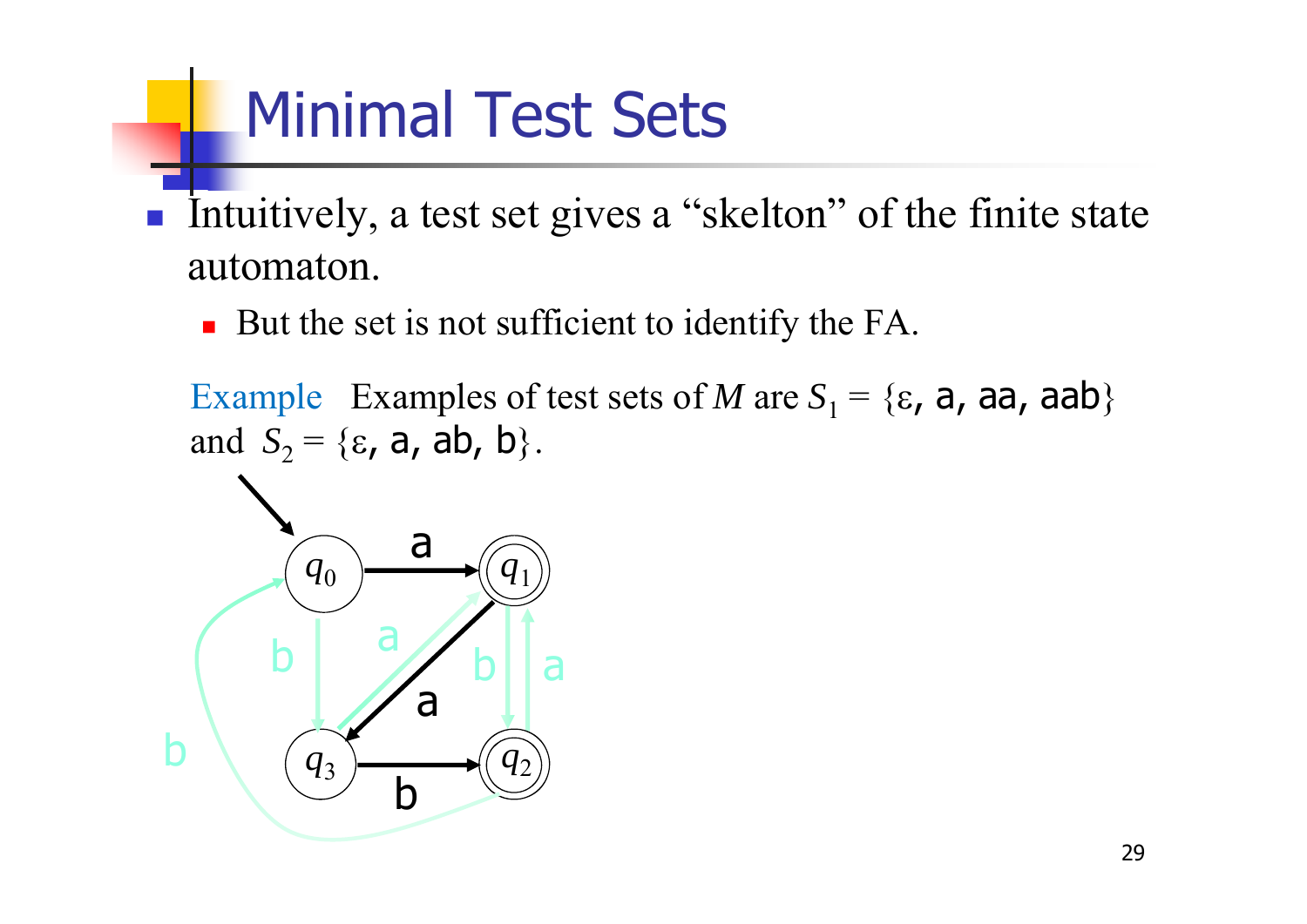# Minimal Test Sets

- Intuitively, a test set gives a "skelton" of the finite state automaton.
  - But the set is not sufficient to identify the FA.

Example Examples of test sets of $M$ are $S_1 = \{\varepsilon, \text{a}, \text{aa}, \text{aab}\}$ and $S_2 = \{\varepsilon, \text{a}, \text{ab}, \text{b}\}$.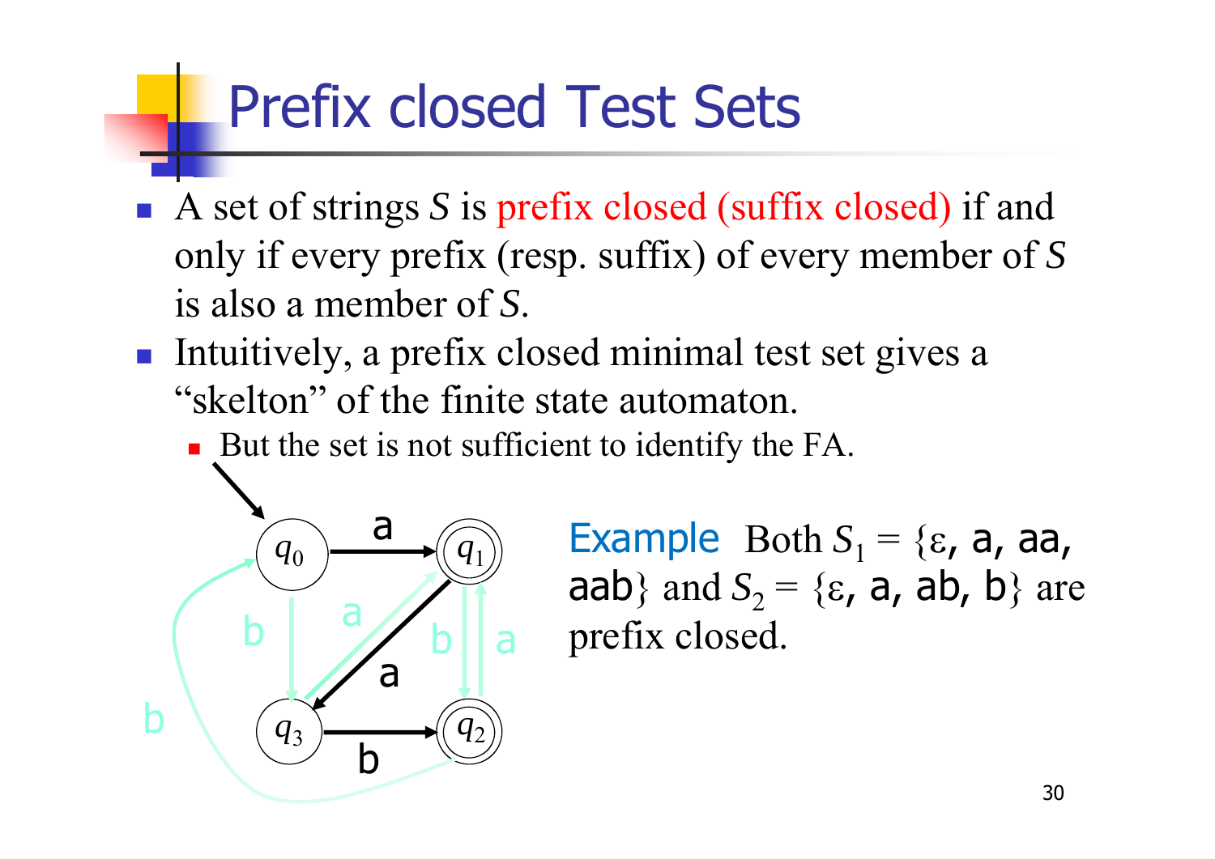# Prefix closed Test Sets

- A set of strings $S$ is prefix closed (suffix closed) if and only if every prefix (resp. suffix) of every member of $S$ is also a member of $S$.
- Intuitively, a prefix closed minimal test set gives a "skelton" of the finite state automaton.
  - But the set is not sufficient to identify the FA.

Example Both $S_1 = \{\varepsilon$, a, aa, aab$\}$ and $S_2 = \{\varepsilon$, a, ab, b$\}$ are prefix closed.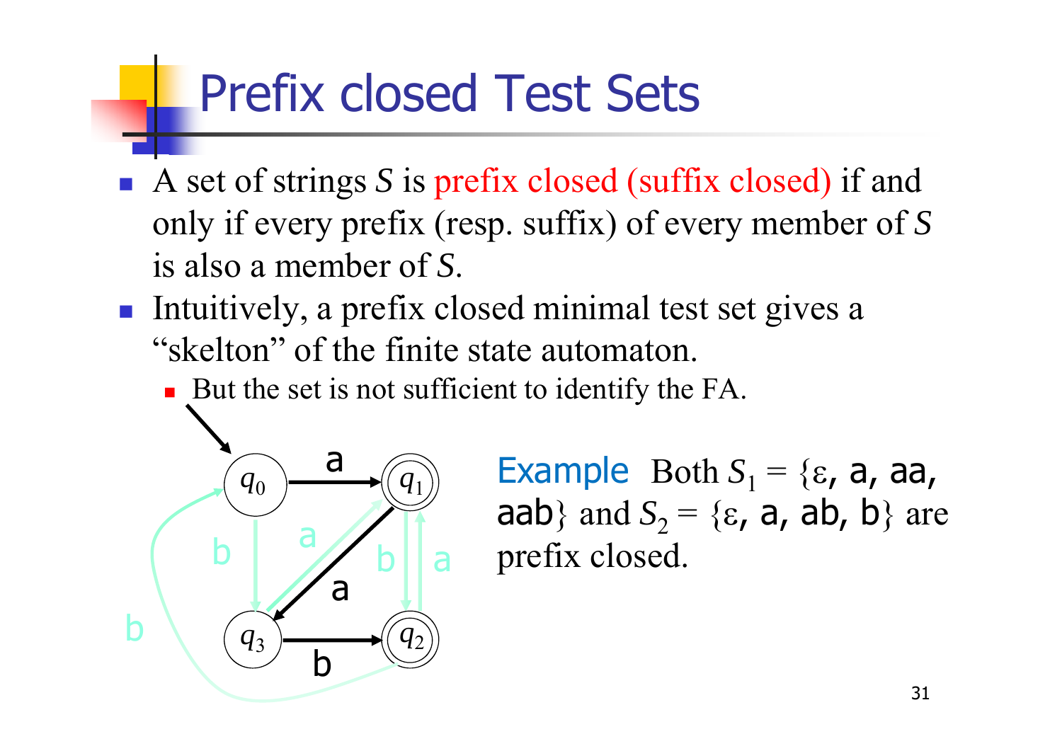# Prefix closed Test Sets

- A set of strings $S$ is prefix closed (suffix closed) if and only if every prefix (resp. suffix) of every member of $S$ is also a member of $S$.
- Intuitively, a prefix closed minimal test set gives a "skelton" of the finite state automaton.
  - But the set is not sufficient to identify the FA.

Example Both $S_1 = \{\varepsilon$, a, aa, aab$\}$ and $S_2 = \{\varepsilon$, a, ab, b$\}$ are prefix closed.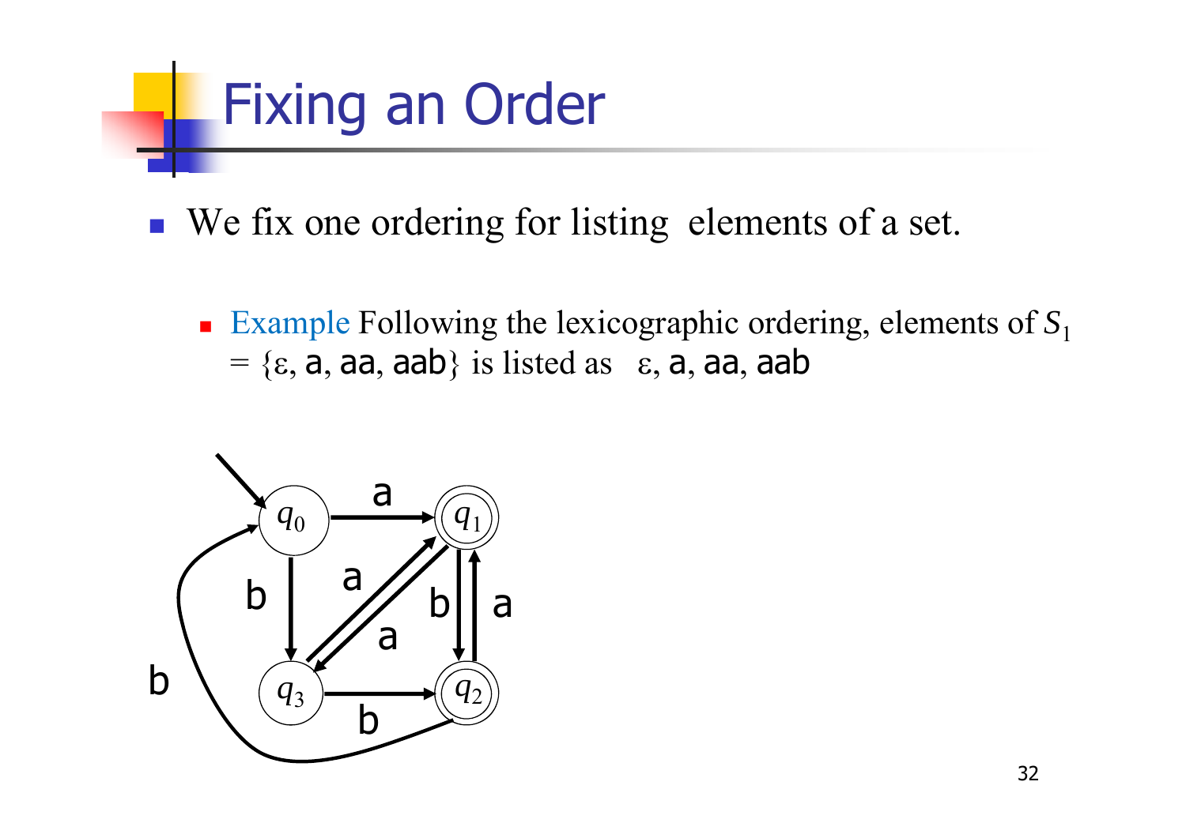# Fixing an Order

- We fix one ordering for listing elements of a set.
  - Example Following the lexicographic ordering, elements of $S_1$ = {ε, a, aa, aab} is listed as ε, a, aa, aab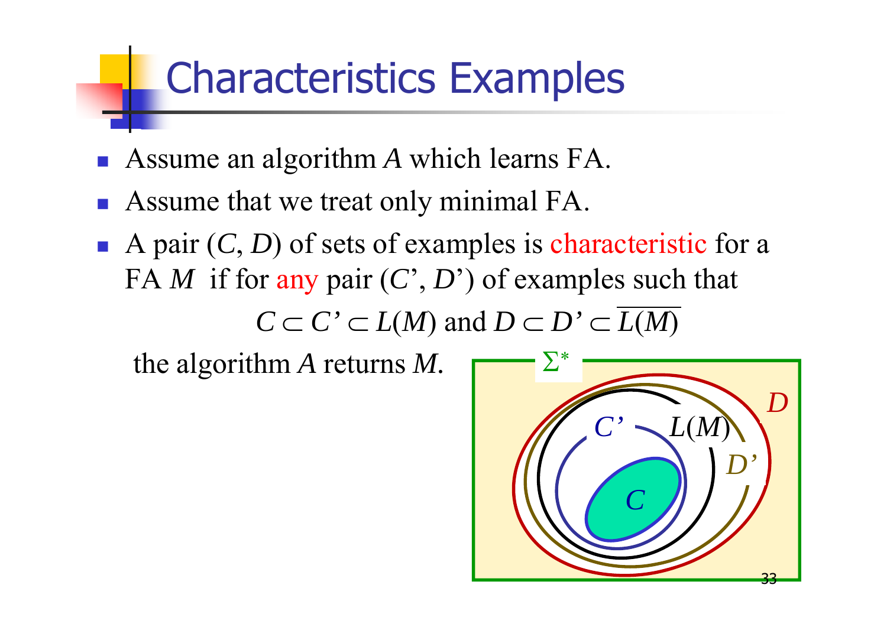# Characteristics Examples

- Assume an algorithm $A$ which learns FA.
- Assume that we treat only minimal FA.
- A pair $(C, D)$ of sets of examples is characteristic for a FA $M$ if for any pair $(C', D')$ of examples such that

$$C \subset C' \subset L(M) \text{ and } D \subset D' \subset \overline{L(M)}$$

the algorithm $A$ returns $M$.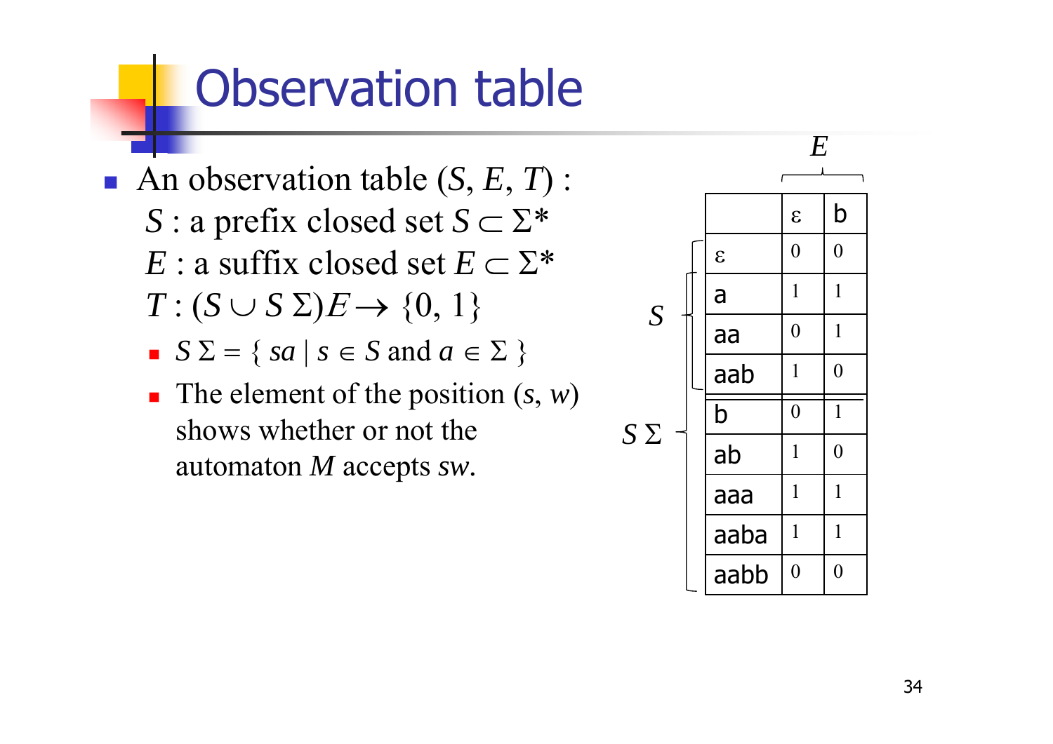# Observation table

- An observation table $(S, E, T)$ :
  $S$ : a prefix closed set $S \subset \Sigma^*$
  $E$ : a suffix closed set $E \subset \Sigma^*$
  $T : (S \cup S\,\Sigma)E \rightarrow \{0, 1\}$
  - $S\,\Sigma = \{\, sa \mid s \in S$ and $a \in \Sigma \,\}$
  - The element of the position $(s, w)$ shows whether or not the automaton $M$ accepts $sw$.

| | | $\varepsilon$ | b |
|---|---|---|---|
| $S$ | $\varepsilon$ | 0 | 0 |
| | a | 1 | 1 |
| | aa | 0 | 1 |
| | aab | 1 | 0 |
| $S\,\Sigma$ | b | 0 | 1 |
| | ab | 1 | 0 |
| | aaa | 1 | 1 |
| | aaba | 1 | 1 |
| | aabb | 0 | 0 |

(Columns $\varepsilon$ and b form $E$.)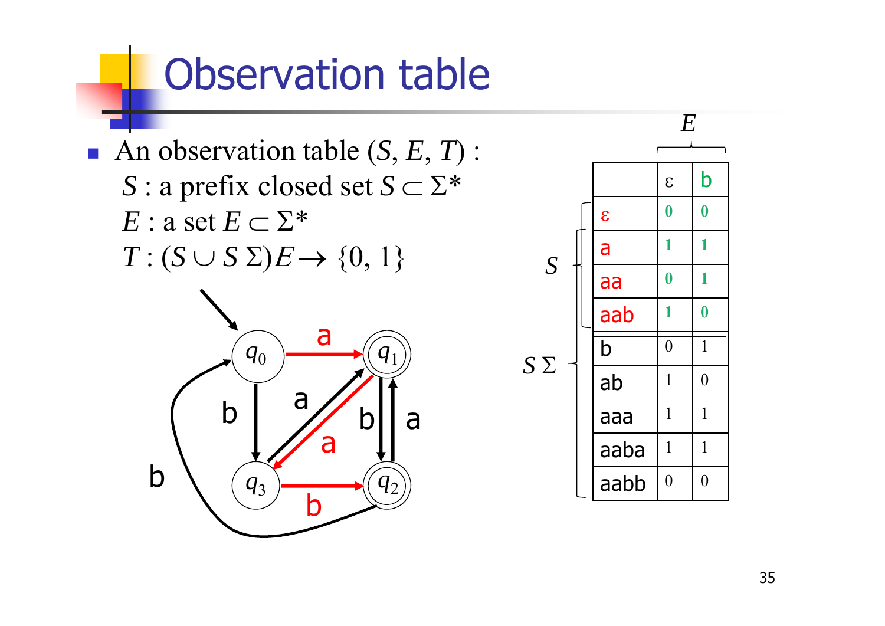# Observation table

- An observation table $(S, E, T)$ :
  - $S$ : a prefix closed set $S \subset \Sigma^*$
  - $E$ : a set $E \subset \Sigma^*$
  - $T : (S \cup S\,\Sigma)E \rightarrow \{0, 1\}$

| | | ε | b |
|---|---|---|---|
| $S$ | ε | 0 | 0 |
| | a | 1 | 1 |
| | aa | 0 | 1 |
| | aab | 1 | 0 |
| $S\Sigma$ | b | 0 | 1 |
| | ab | 1 | 0 |
| | aaa | 1 | 1 |
| | aaba | 1 | 1 |
| | aabb | 0 | 0 |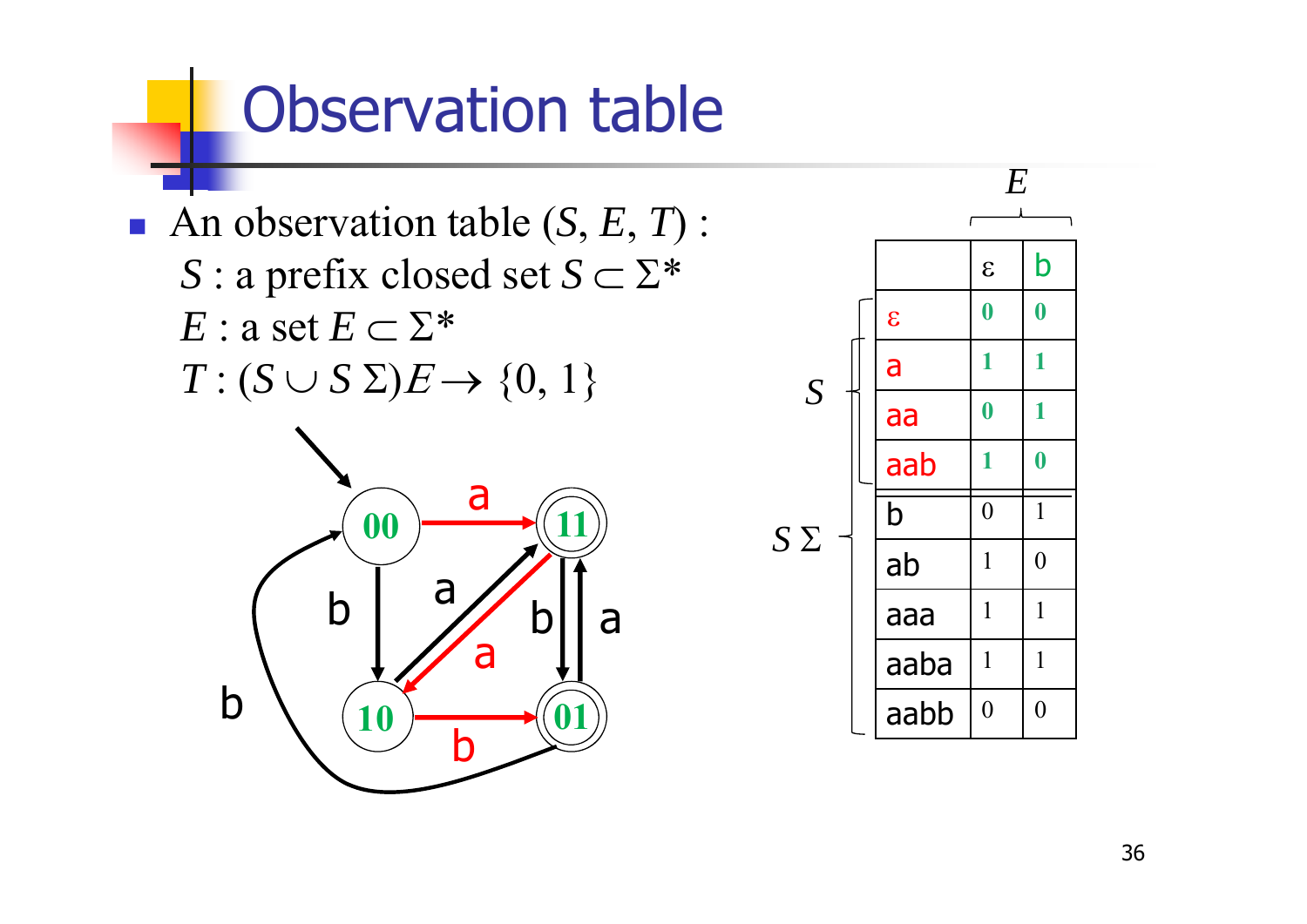# Observation table

- An observation table $(S, E, T)$ :
  $S$ : a prefix closed set $S \subset \Sigma^*$
  $E$ : a set $E \subset \Sigma^*$
  $T : (S \cup S\,\Sigma)E \rightarrow \{0, 1\}$

| | | $\varepsilon$ | b |
|---|---|---|---|
| $S$ | $\varepsilon$ | **0** | **0** |
| | a | **1** | **1** |
| | aa | **0** | **1** |
| | aab | **1** | **0** |
| $S\,\Sigma$ | b | 0 | 1 |
| | ab | 1 | 0 |
| | aaa | 1 | 1 |
| | aaba | 1 | 1 |
| | aabb | 0 | 0 |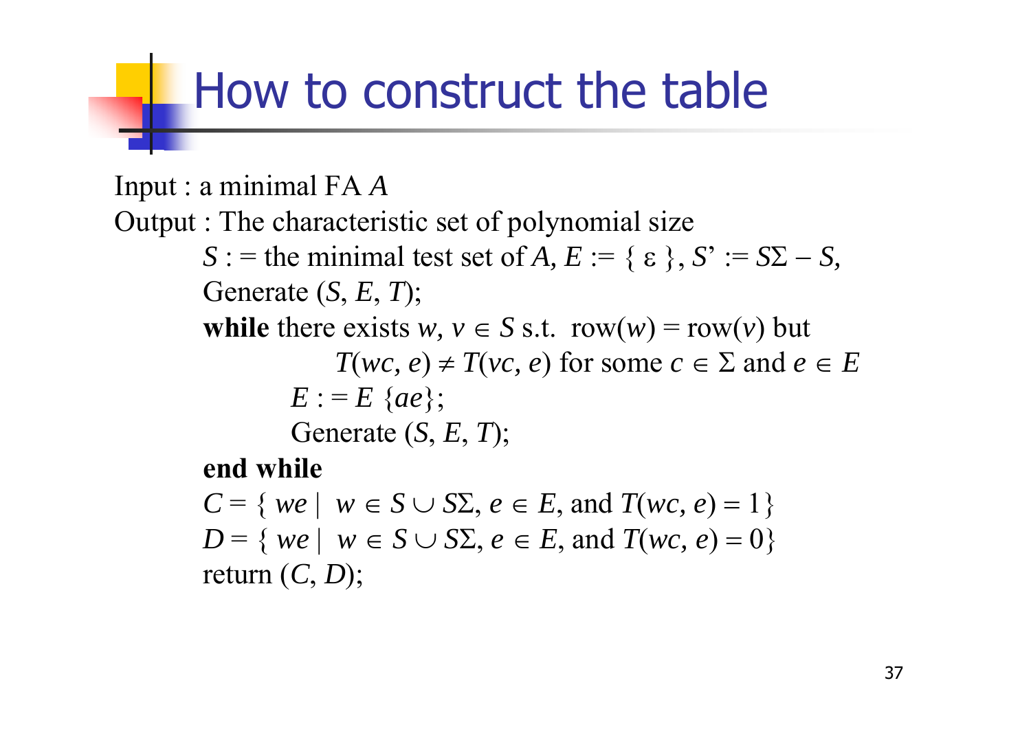# How to construct the table

Input : a minimal FA $A$

Output : The characteristic set of polynomial size

> $S$ : = the minimal test set of $A$, $E := \{ \varepsilon \}$, $S' := S\Sigma - S$,
>
> Generate ($S$, $E$, $T$);
>
> **while** there exists $w, v \in S$ s.t. row($w$) = row($v$) but
>
> > $T(wc, e) \neq T(vc, e)$ for some $c \in \Sigma$ and $e \in E$
> >
> > $E$ : = $E$ $\{ae\}$;
> >
> > Generate ($S$, $E$, $T$);
>
> **end while**
>
> $C = \{ we \mid w \in S \cup S\Sigma, e \in E, \text{ and } T(wc, e) = 1\}$
>
> $D = \{ we \mid w \in S \cup S\Sigma, e \in E, \text{ and } T(wc, e) = 0\}$
>
> return ($C$, $D$);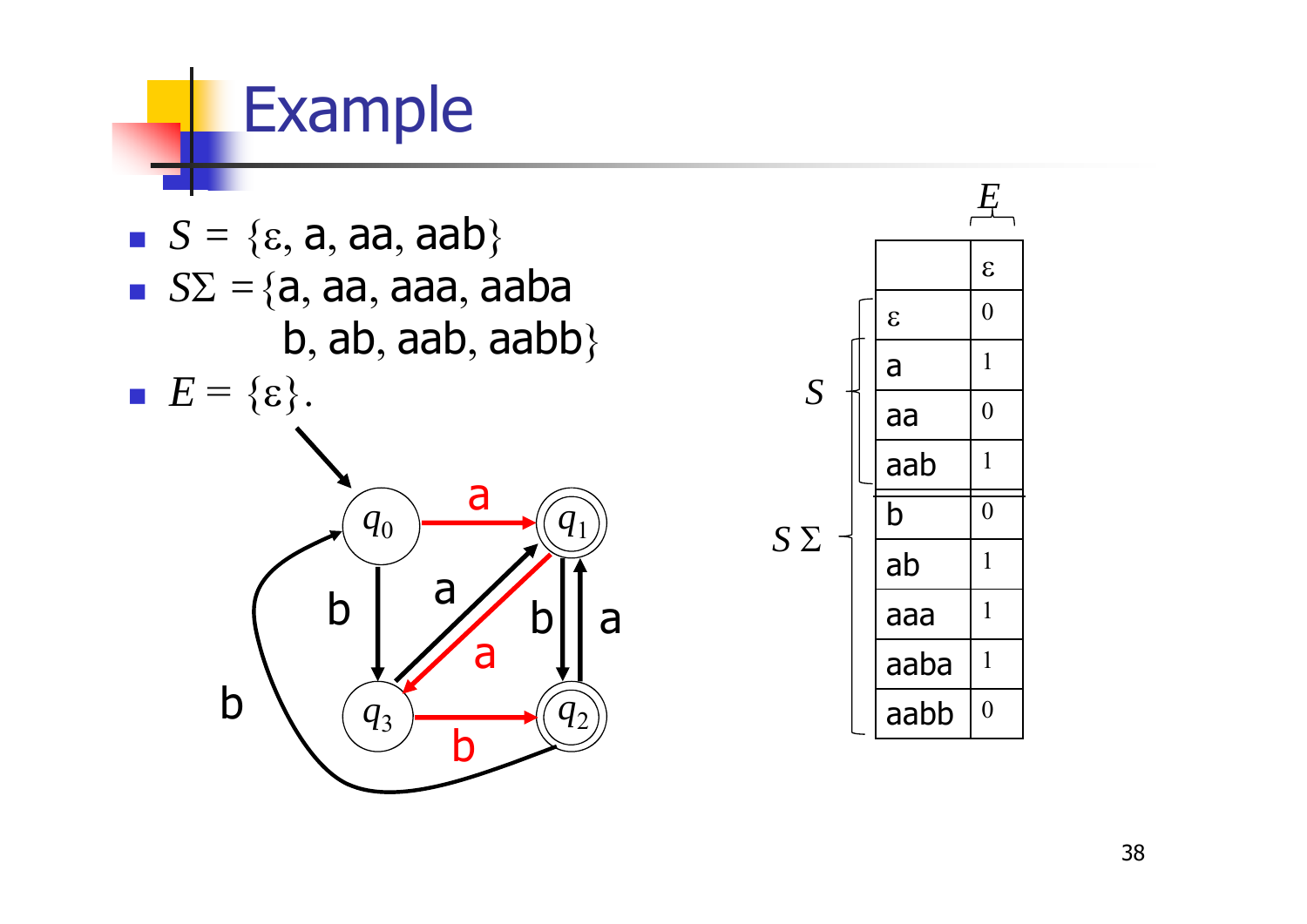# Example

- $S = \{\varepsilon, \text{a}, \text{aa}, \text{aab}\}$
- $S\Sigma = \{\text{a}, \text{aa}, \text{aaa}, \text{aaba}$
  $\text{b}, \text{ab}, \text{aab}, \text{aabb}\}$
- $E = \{\varepsilon\}$.

| | | $\varepsilon$ |
|---|---|---|
| $S$ | $\varepsilon$ | 0 |
| | a | 1 |
| | aa | 0 |
| | aab | 1 |
| $S\Sigma$ | b | 0 |
| | ab | 1 |
| | aaa | 1 |
| | aaba | 1 |
| | aabb | 0 |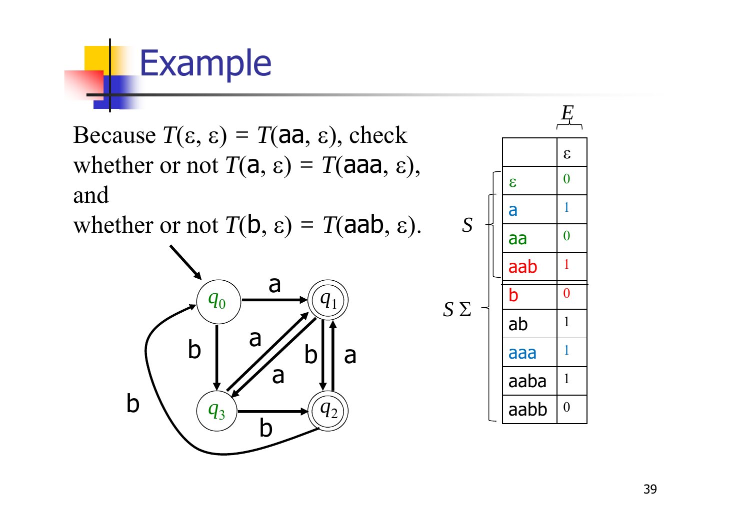# Example

Because $T(\varepsilon, \varepsilon) = T(\text{aa}, \varepsilon)$, check whether or not $T(\text{a}, \varepsilon) = T(\text{aaa}, \varepsilon)$, and
whether or not $T(\text{b}, \varepsilon) = T(\text{aab}, \varepsilon)$.

| | | $E$: $\varepsilon$ |
|---|---|---|
| $S$ | $\varepsilon$ | 0 |
| | a | 1 |
| | aa | 0 |
| | aab | 1 |
| $S\Sigma$ | b | 0 |
| | ab | 1 |
| | aaa | 1 |
| | aaba | 1 |
| | aabb | 0 |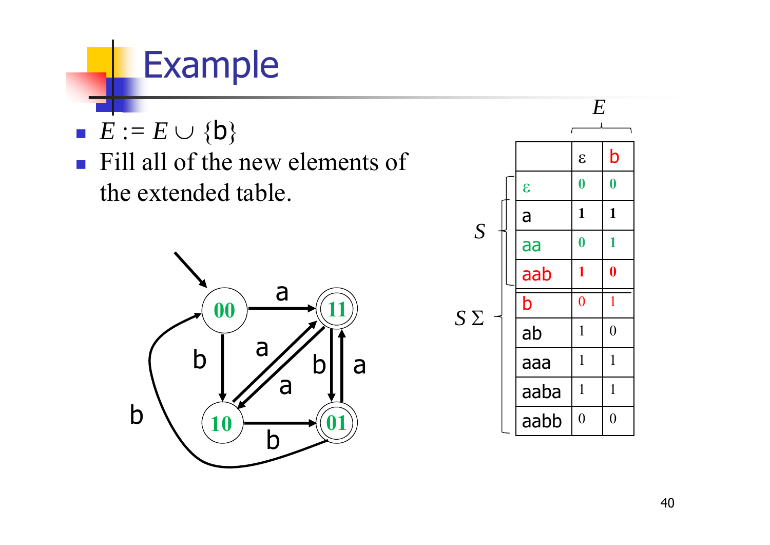# Example

- $E := E \cup \{b\}$
- Fill all of the new elements of the extended table.

| | | ε | b |
|---|---|---|---|
| $S$ | ε | 0 | 0 |
| | a | 1 | 1 |
| | aa | 0 | 1 |
| | aab | 1 | 0 |
| $S\Sigma$ | b | 0 | 1 |
| | ab | 1 | 0 |
| | aaa | 1 | 1 |
| | aaba | 1 | 1 |
| | aabb | 0 | 0 |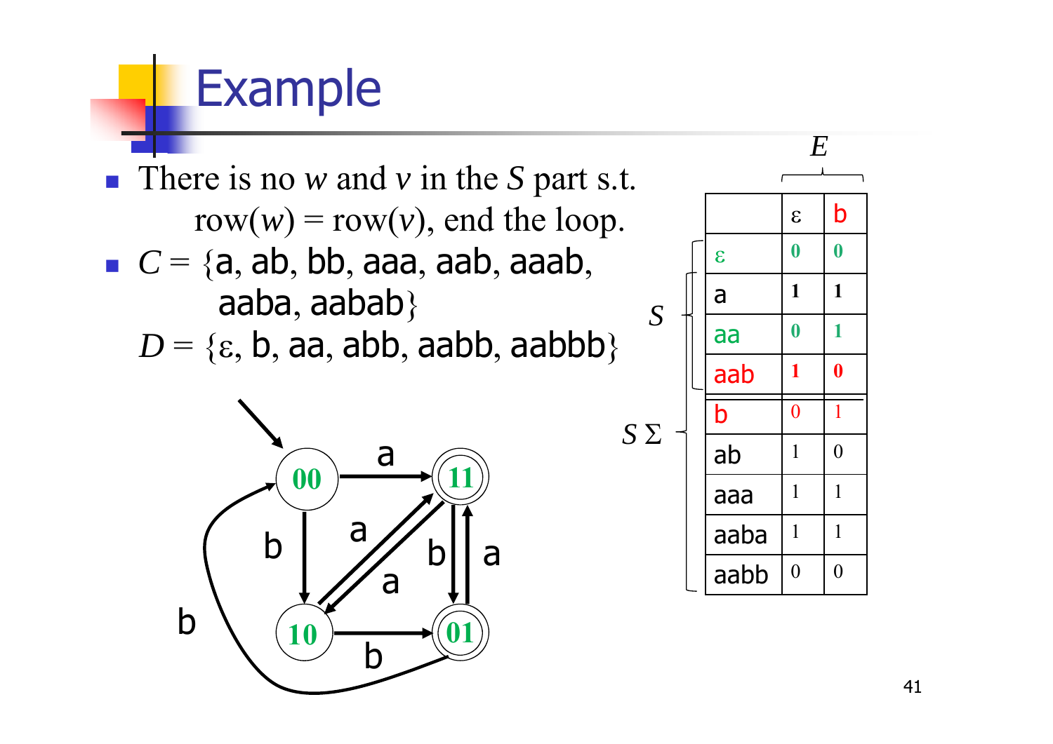# Example

- There is no $w$ and $v$ in the $S$ part s.t. row($w$) = row($v$), end the loop.
- $C$ = {a, ab, bb, aaa, aab, aaab, aaba, aabab}

  $D$ = {ε, b, aa, abb, aabb, aabbb}

| | | ε | b |
|---|---|---|---|
| $S$ | ε | 0 | 0 |
| | a | 1 | 1 |
| | aa | 0 | 1 |
| | aab | 1 | 0 |
| $S\Sigma$ | b | 0 | 1 |
| | ab | 1 | 0 |
| | aaa | 1 | 1 |
| | aaba | 1 | 1 |
| | aabb | 0 | 0 |

(Columns ε and b form $E$.)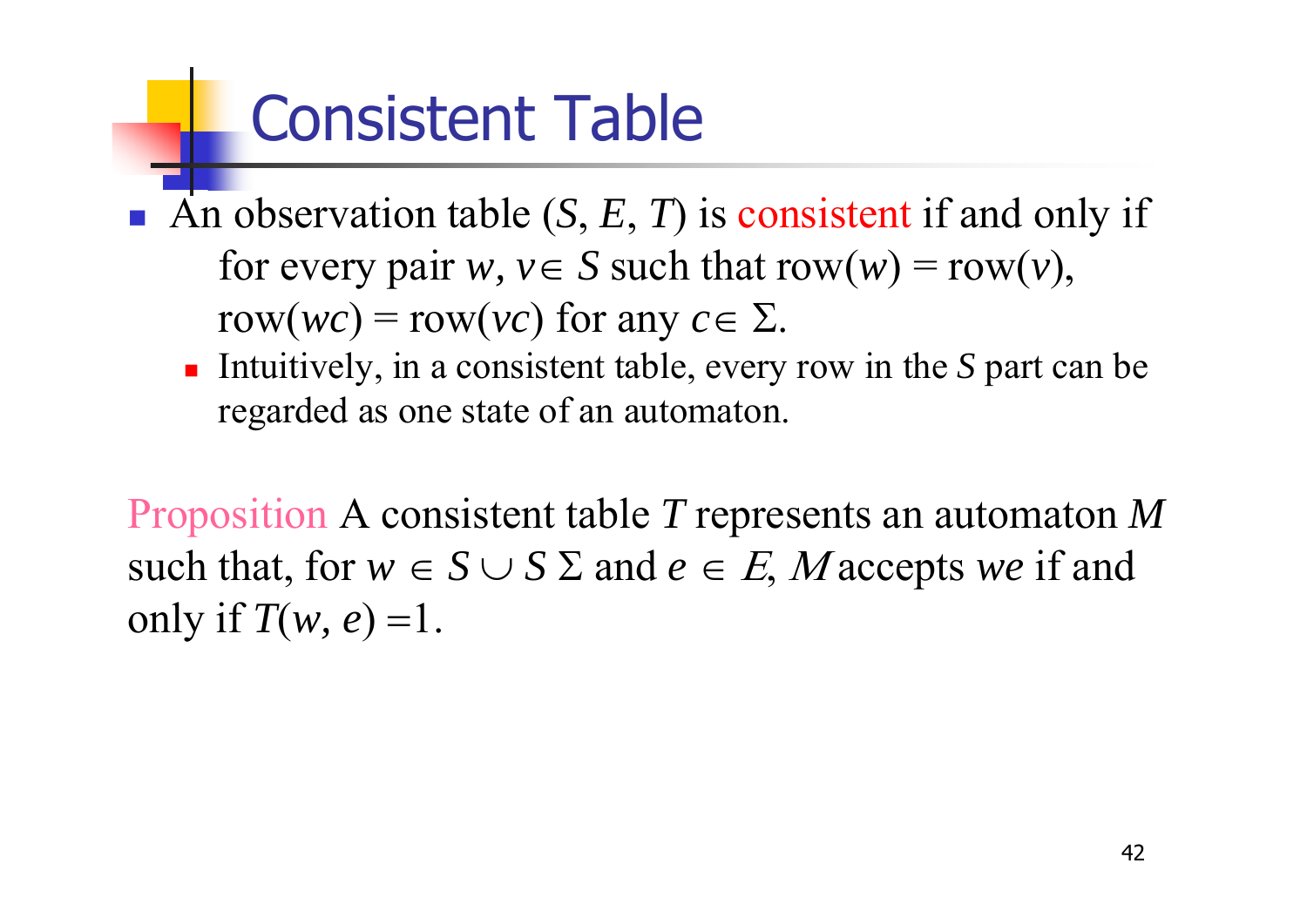# Consistent Table

- An observation table $(S, E, T)$ is consistent if and only if for every pair $w, v \in S$ such that $\text{row}(w) = \text{row}(v)$, $\text{row}(wc) = \text{row}(vc)$ for any $c \in \Sigma$.
  - Intuitively, in a consistent table, every row in the $S$ part can be regarded as one state of an automaton.

Proposition A consistent table $T$ represents an automaton $M$ such that, for $w \in S \cup S\,\Sigma$ and $e \in E$, $M$ accepts $we$ if and only if $T(w, e) = 1$.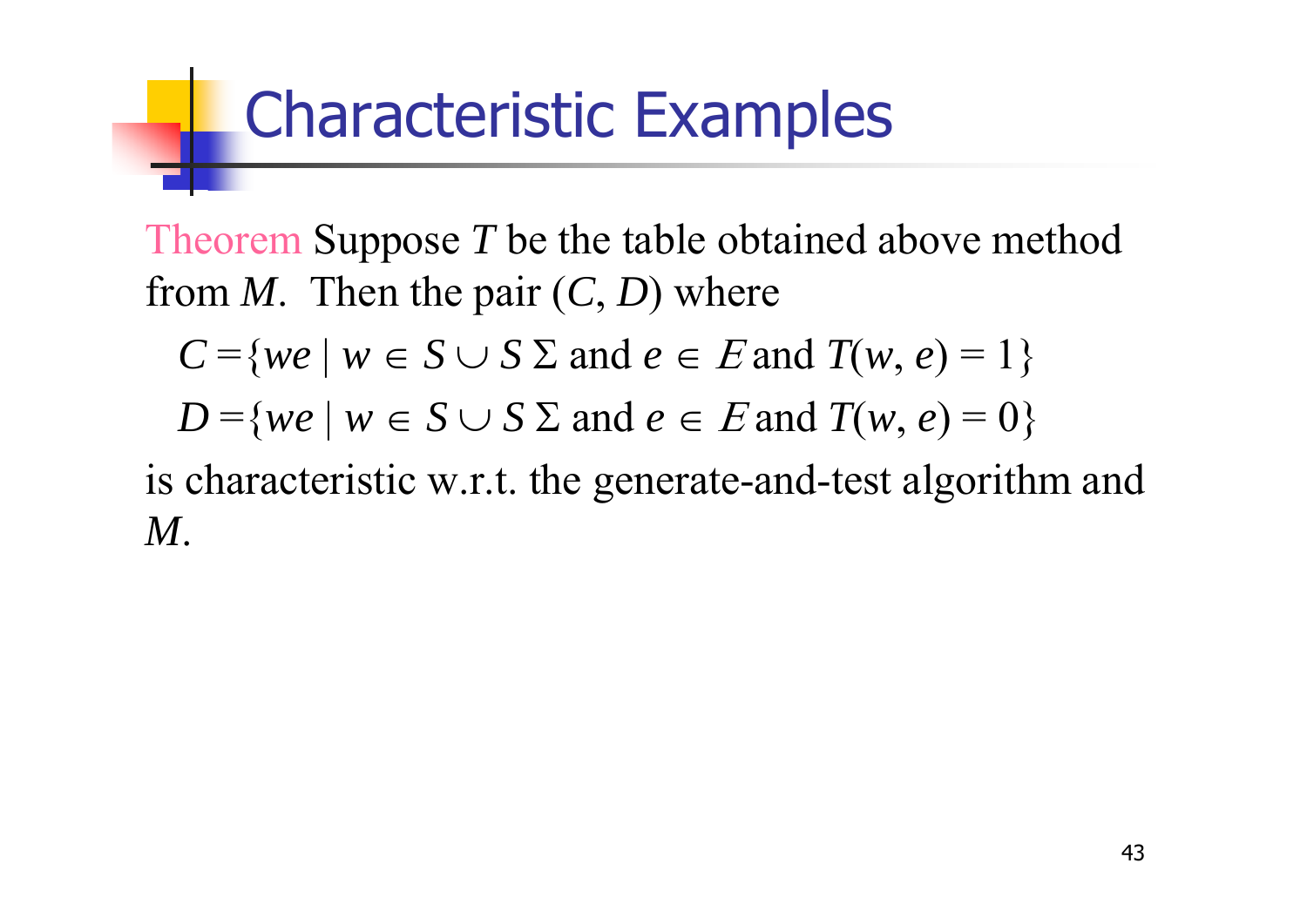# Characteristic Examples

Theorem Suppose $T$ be the table obtained above method from $M$. Then the pair $(C, D)$ where

$$C = \{we \mid w \in S \cup S\Sigma \text{ and } e \in E \text{ and } T(w, e) = 1\}$$

$$D = \{we \mid w \in S \cup S\Sigma \text{ and } e \in E \text{ and } T(w, e) = 0\}$$

is characteristic w.r.t. the generate-and-test algorithm and $M$.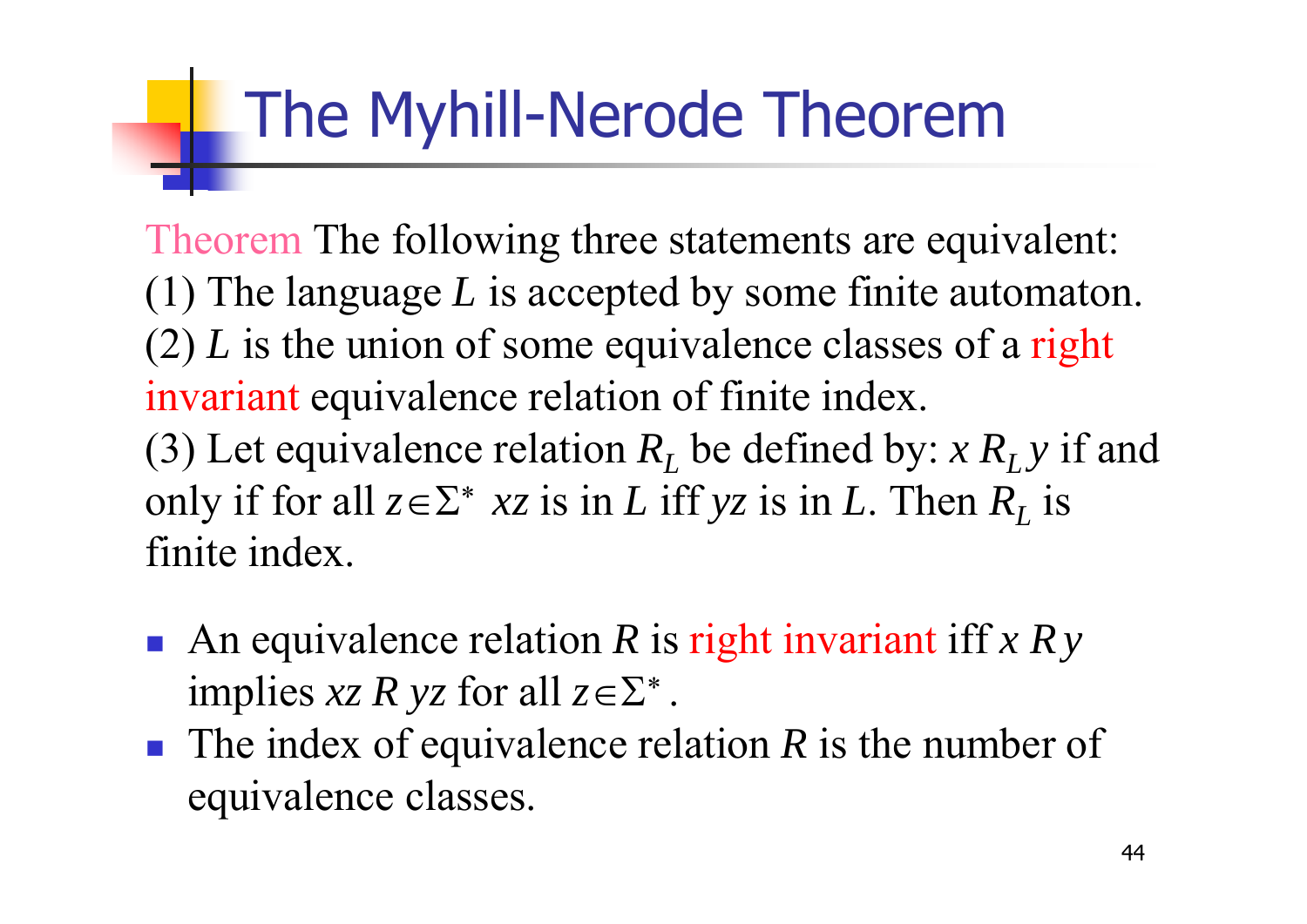# The Myhill-Nerode Theorem

Theorem The following three statements are equivalent:
(1) The language $L$ is accepted by some finite automaton.
(2) $L$ is the union of some equivalence classes of a right invariant equivalence relation of finite index.
(3) Let equivalence relation $R_L$ be defined by: $x\, R_L\, y$ if and only if for all $z \in \Sigma^*$ $xz$ is in $L$ iff $yz$ is in $L$. Then $R_L$ is finite index.

- An equivalence relation $R$ is right invariant iff $x\, R\, y$ implies $xz\, R\, yz$ for all $z \in \Sigma^*$.
- The index of equivalence relation $R$ is the number of equivalence classes.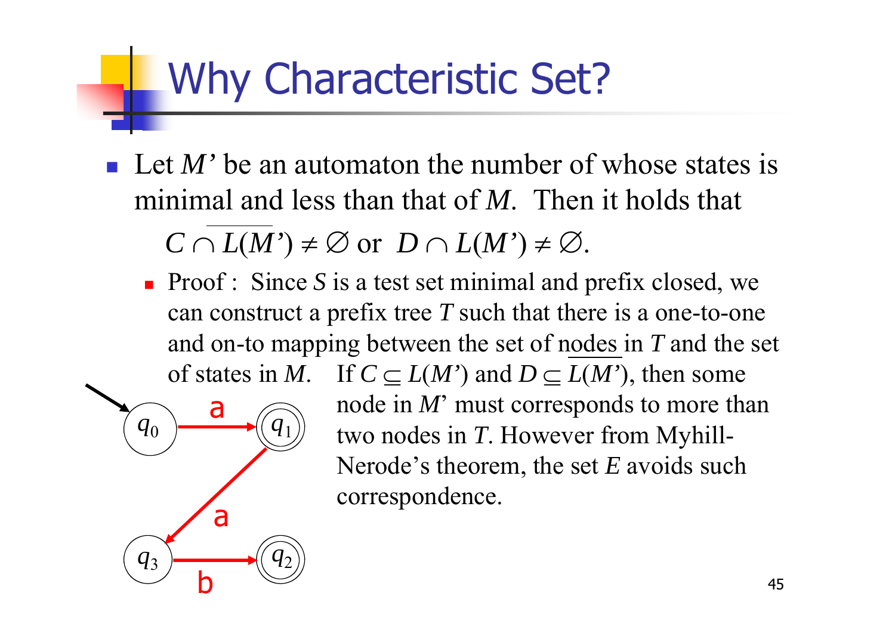# Why Characteristic Set?

- Let *M'* be an automaton the number of whose states is minimal and less than that of *M*. Then it holds that

  $C \cap \overline{L(M')} \neq \emptyset$ or $D \cap L(M') \neq \emptyset$.

  - Proof : Since *S* is a test set minimal and prefix closed, we can construct a prefix tree *T* such that there is a one-to-one and on-to mapping between the set of nodes in *T* and the set of states in *M*. If $C \subseteq L(M')$ and $D \subseteq \overline{L(M')}$, then some node in *M*' must corresponds to more than two nodes in *T*. However from Myhill-Nerode's theorem, the set *E* avoids such correspondence.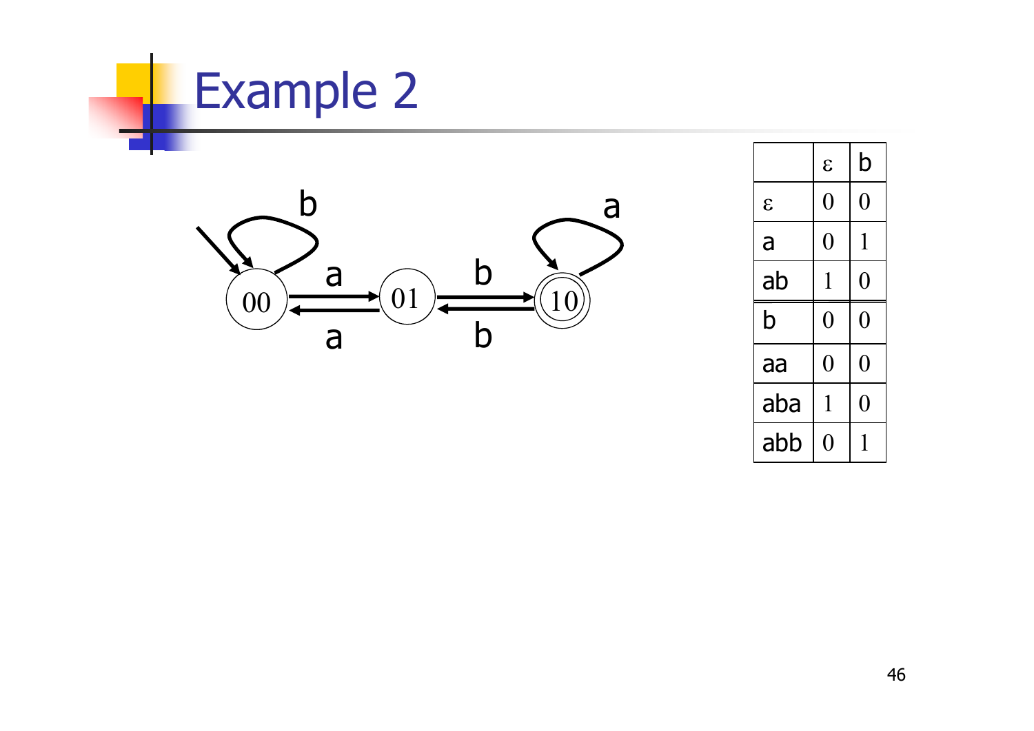# Example 2

|  | ε | b |
|---|---|---|
| ε | 0 | 0 |
| a | 0 | 1 |
| ab | 1 | 0 |
| b | 0 | 0 |
| aa | 0 | 0 |
| aba | 1 | 0 |
| abb | 0 | 1 |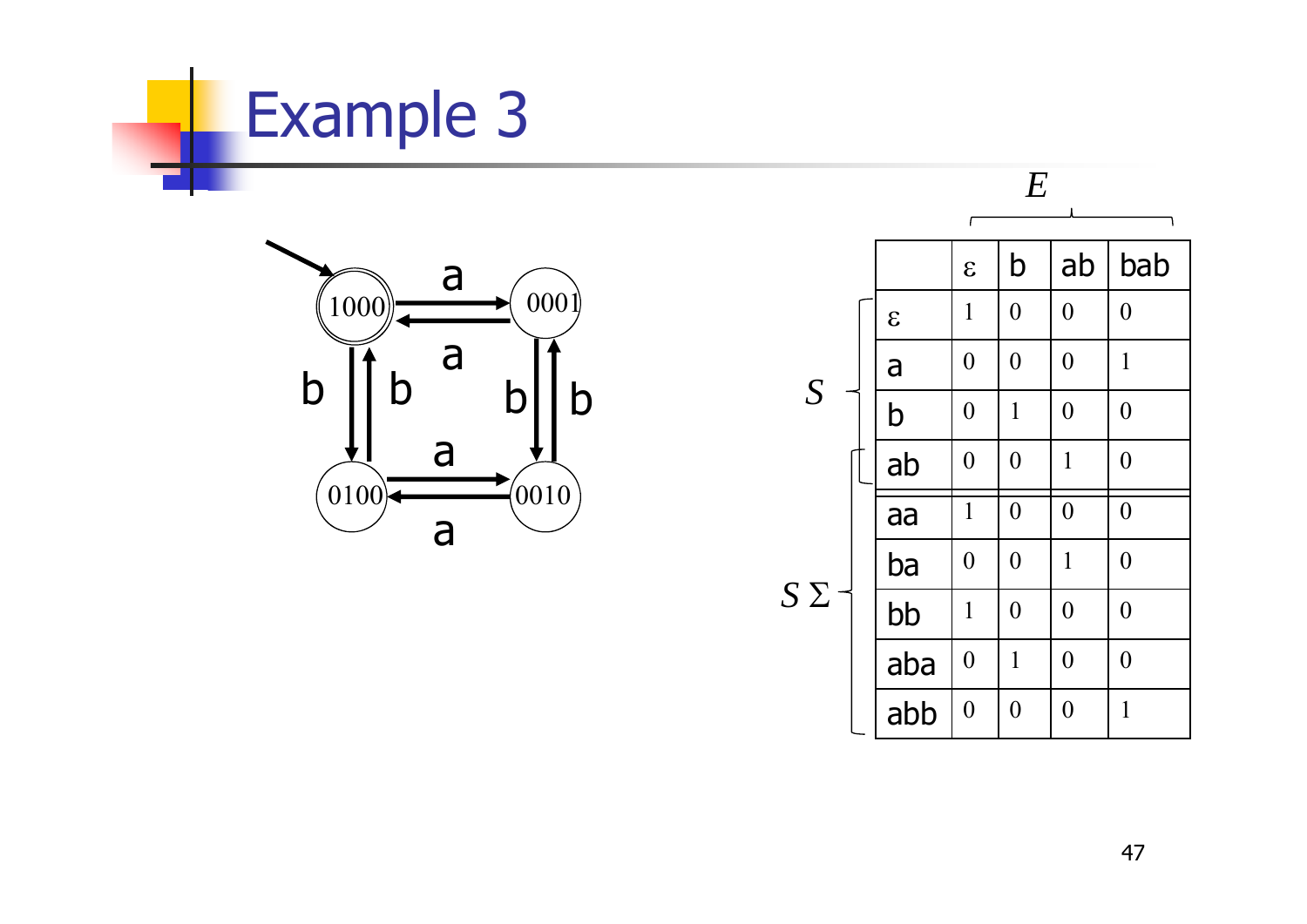# Example 3

| | ε | b | ab | bab |
|---|---|---|---|---|
| ε | 1 | 0 | 0 | 0 |
| a | 0 | 0 | 0 | 1 |
| b | 0 | 1 | 0 | 0 |
| ab | 0 | 0 | 1 | 0 |
| aa | 1 | 0 | 0 | 0 |
| ba | 0 | 0 | 1 | 0 |
| bb | 1 | 0 | 0 | 0 |
| aba | 0 | 1 | 0 | 0 |
| abb | 0 | 0 | 0 | 1 |

$E$ = {ε, b, ab, bab}; $S$ = {ε, a, b, ab}; $S\Sigma$ = {ab, aa, ba, bb, aba, abb}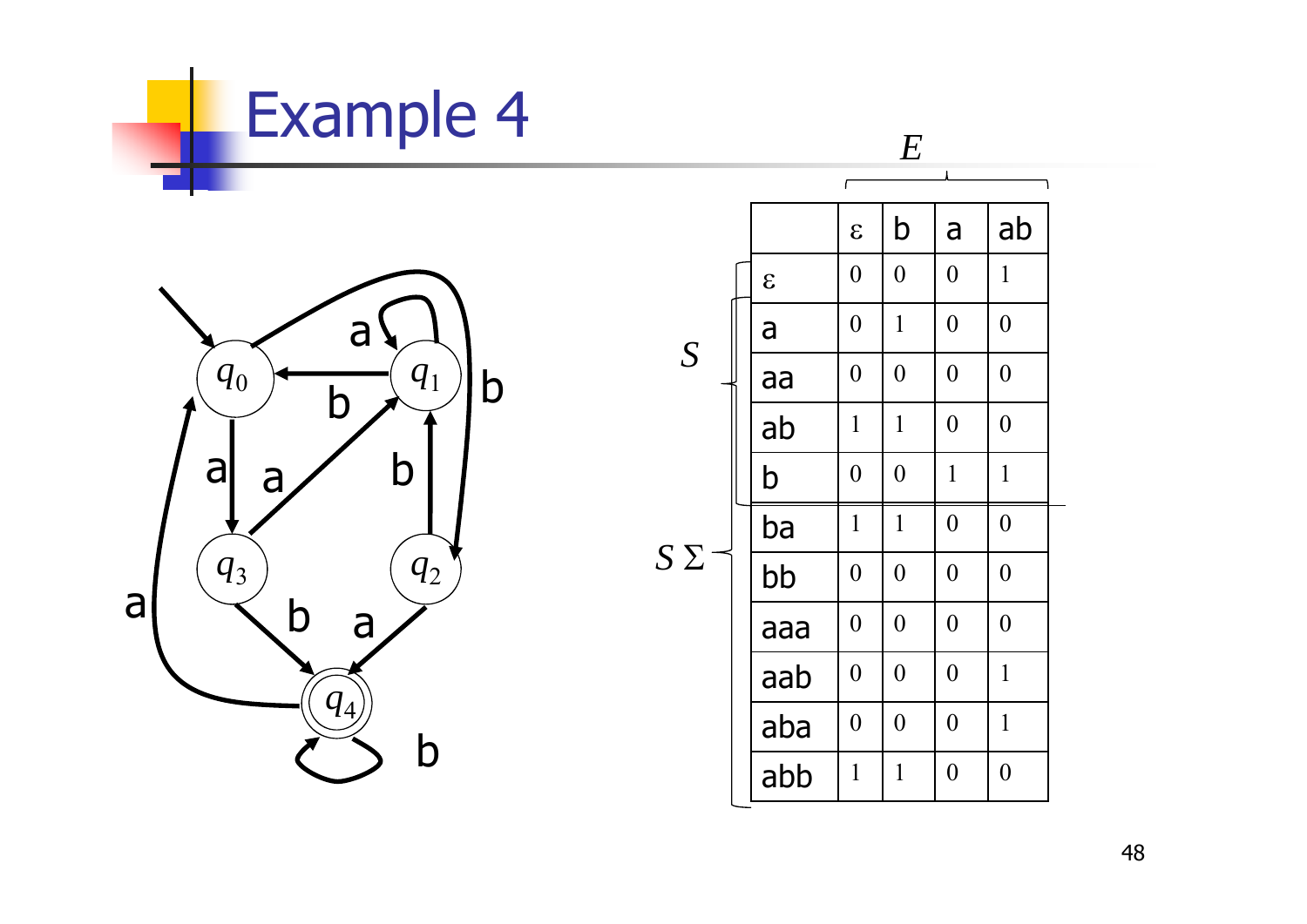# Example 4

|  | ε | b | a | ab |
|---|---|---|---|---|
| ε | 0 | 0 | 0 | 1 |
| a | 0 | 1 | 0 | 0 |
| aa | 0 | 0 | 0 | 0 |
| ab | 1 | 1 | 0 | 0 |
| b | 0 | 0 | 1 | 1 |
| ba | 1 | 1 | 0 | 0 |
| bb | 0 | 0 | 0 | 0 |
| aaa | 0 | 0 | 0 | 0 |
| aab | 0 | 0 | 0 | 1 |
| aba | 0 | 0 | 0 | 1 |
| abb | 1 | 1 | 0 | 0 |

Columns: $E$ = {ε, b, a, ab}. Rows: $S$ = {ε, a, aa, ab, b}; $S\Sigma$ = {a, aa, ab, b, ba, bb, aaa, aab, aba, abb}.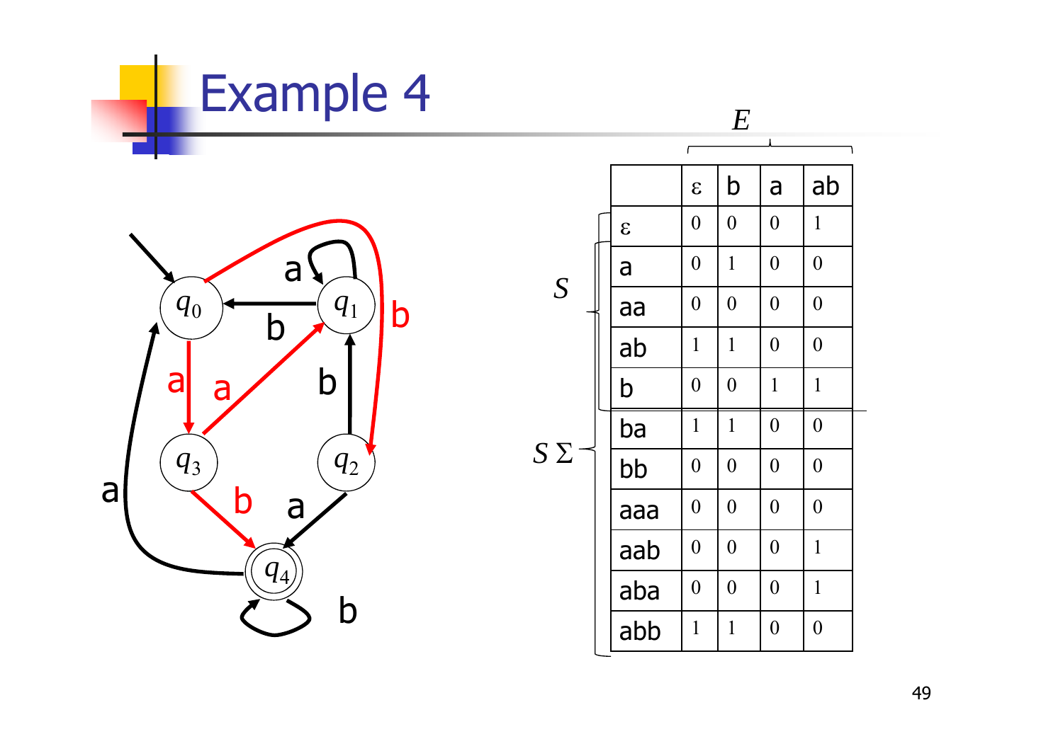# Example 4

$q_0$ $q_1$ $q_2$ $q_3$ $q_4$

a b a a b b a a b b

| | | $E$ | | | |
|---|---|---|---|---|---|
| | | ε | b | a | ab |
| $S$ | ε | 0 | 0 | 0 | 1 |
| | a | 0 | 1 | 0 | 0 |
| | aa | 0 | 0 | 0 | 0 |
| | ab | 1 | 1 | 0 | 0 |
| | b | 0 | 0 | 1 | 1 |
| $S\,\Sigma$ | ba | 1 | 1 | 0 | 0 |
| | bb | 0 | 0 | 0 | 0 |
| | aaa | 0 | 0 | 0 | 0 |
| | aab | 0 | 0 | 0 | 1 |
| | aba | 0 | 0 | 0 | 1 |
| | abb | 1 | 1 | 0 | 0 |